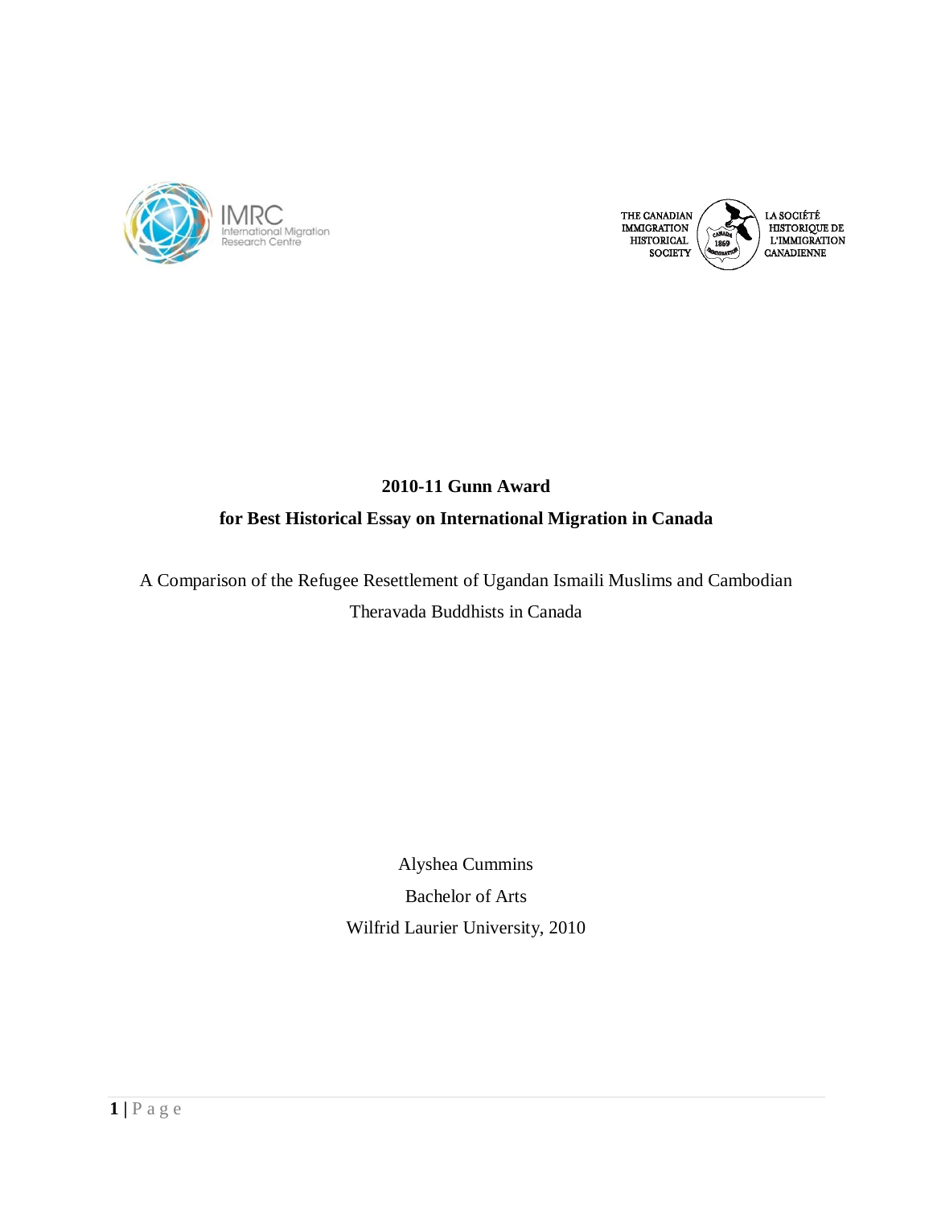IMRC International Migration Research Centre

THE CANADIAN IMMIGRATION HISTORICAL SOCIETY

LA SOCIÉTÉ HISTORIQUE DE L'IMMIGRATION CANADIENNE

**2010-11 Gunn Award**

**for Best Historical Essay on International Migration in Canada**

A Comparison of the Refugee Resettlement of Ugandan Ismaili Muslims and Cambodian Theravada Buddhists in Canada

Alyshea Cummins

Bachelor of Arts

Wilfrid Laurier University, 2010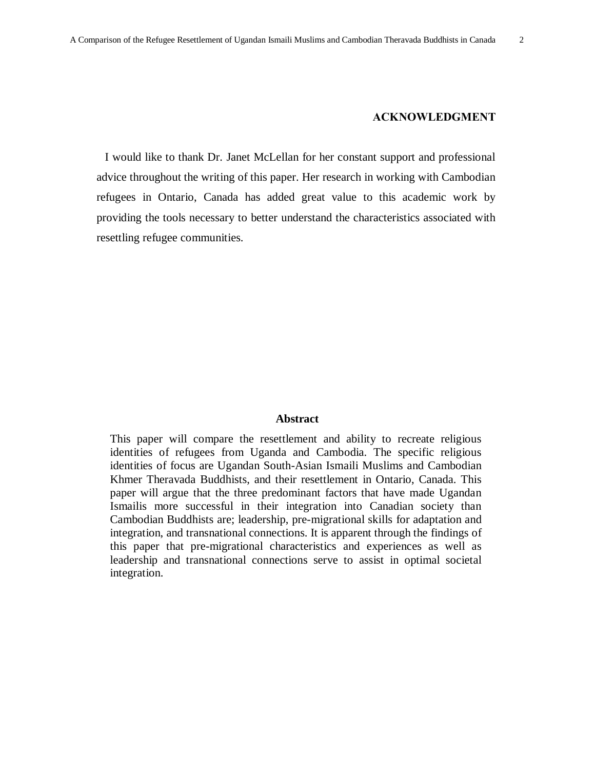## ACKNOWLEDGMENT

I would like to thank Dr. Janet McLellan for her constant support and professional advice throughout the writing of this paper. Her research in working with Cambodian refugees in Ontario, Canada has added great value to this academic work by providing the tools necessary to better understand the characteristics associated with resettling refugee communities.

## Abstract

This paper will compare the resettlement and ability to recreate religious identities of refugees from Uganda and Cambodia. The specific religious identities of focus are Ugandan South-Asian Ismaili Muslims and Cambodian Khmer Theravada Buddhists, and their resettlement in Ontario, Canada. This paper will argue that the three predominant factors that have made Ugandan Ismailis more successful in their integration into Canadian society than Cambodian Buddhists are; leadership, pre-migrational skills for adaptation and integration, and transnational connections. It is apparent through the findings of this paper that pre-migrational characteristics and experiences as well as leadership and transnational connections serve to assist in optimal societal integration.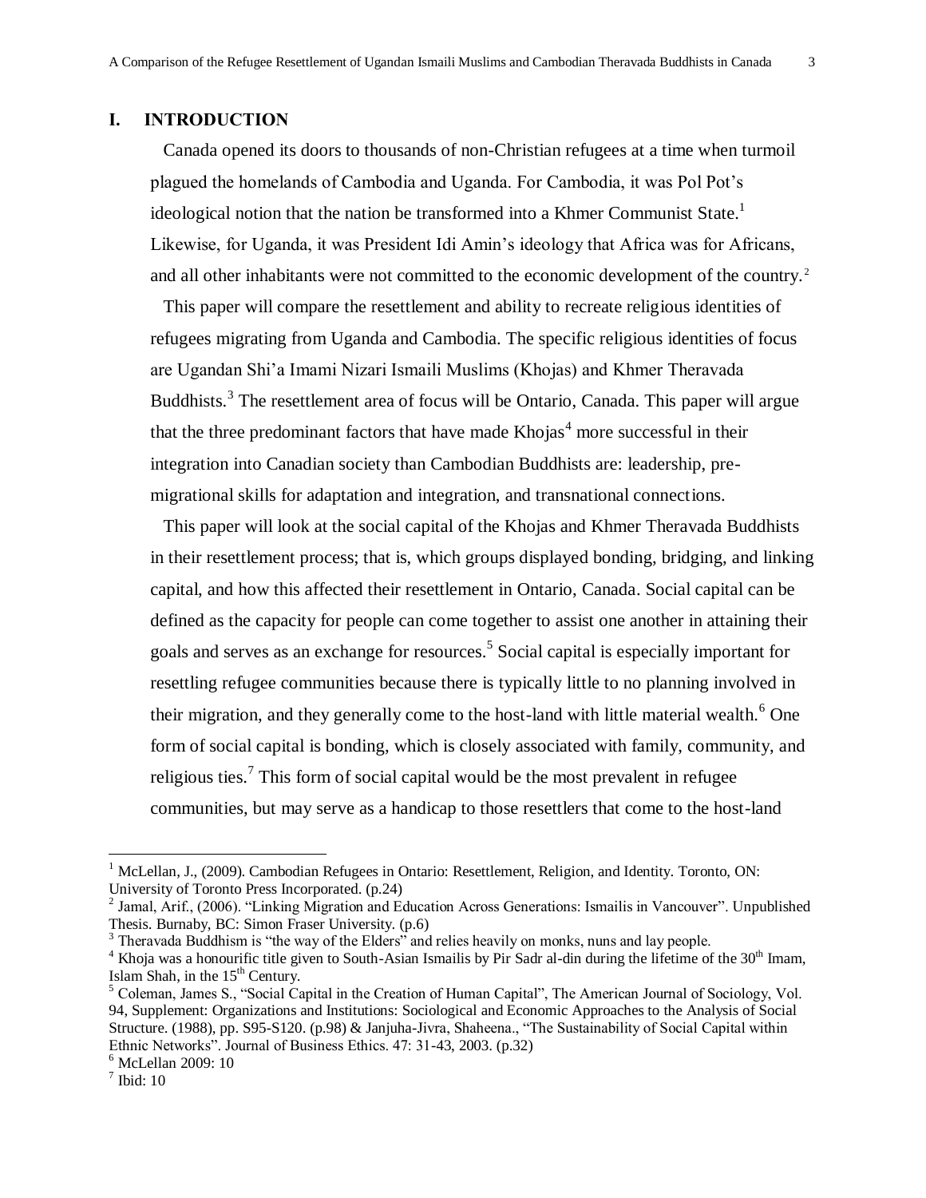## I. INTRODUCTION

Canada opened its doors to thousands of non-Christian refugees at a time when turmoil plagued the homelands of Cambodia and Uganda. For Cambodia, it was Pol Pot's ideological notion that the nation be transformed into a Khmer Communist State.[1] Likewise, for Uganda, it was President Idi Amin's ideology that Africa was for Africans, and all other inhabitants were not committed to the economic development of the country.[2]

This paper will compare the resettlement and ability to recreate religious identities of refugees migrating from Uganda and Cambodia. The specific religious identities of focus are Ugandan Shi'a Imami Nizari Ismaili Muslims (Khojas) and Khmer Theravada Buddhists.[3] The resettlement area of focus will be Ontario, Canada. This paper will argue that the three predominant factors that have made Khojas[4] more successful in their integration into Canadian society than Cambodian Buddhists are: leadership, pre-migrational skills for adaptation and integration, and transnational connections.

This paper will look at the social capital of the Khojas and Khmer Theravada Buddhists in their resettlement process; that is, which groups displayed bonding, bridging, and linking capital, and how this affected their resettlement in Ontario, Canada. Social capital can be defined as the capacity for people can come together to assist one another in attaining their goals and serves as an exchange for resources.[5] Social capital is especially important for resettling refugee communities because there is typically little to no planning involved in their migration, and they generally come to the host-land with little material wealth.[6] One form of social capital is bonding, which is closely associated with family, community, and religious ties.[7] This form of social capital would be the most prevalent in refugee communities, but may serve as a handicap to those resettlers that come to the host-land

---

[1] McLellan, J., (2009). Cambodian Refugees in Ontario: Resettlement, Religion, and Identity. Toronto, ON: University of Toronto Press Incorporated. (p.24)

[2] Jamal, Arif., (2006). "Linking Migration and Education Across Generations: Ismailis in Vancouver". Unpublished Thesis. Burnaby, BC: Simon Fraser University. (p.6)

[3] Theravada Buddhism is "the way of the Elders" and relies heavily on monks, nuns and lay people.

[4] Khoja was a honourific title given to South-Asian Ismailis by Pir Sadr al-din during the lifetime of the 30th Imam, Islam Shah, in the 15th Century.

[5] Coleman, James S., "Social Capital in the Creation of Human Capital", The American Journal of Sociology, Vol. 94, Supplement: Organizations and Institutions: Sociological and Economic Approaches to the Analysis of Social Structure. (1988), pp. S95-S120. (p.98) & Janjuha-Jivra, Shaheena., "The Sustainability of Social Capital within Ethnic Networks". Journal of Business Ethics. 47: 31-43, 2003. (p.32)

[6] McLellan 2009: 10

[7] Ibid: 10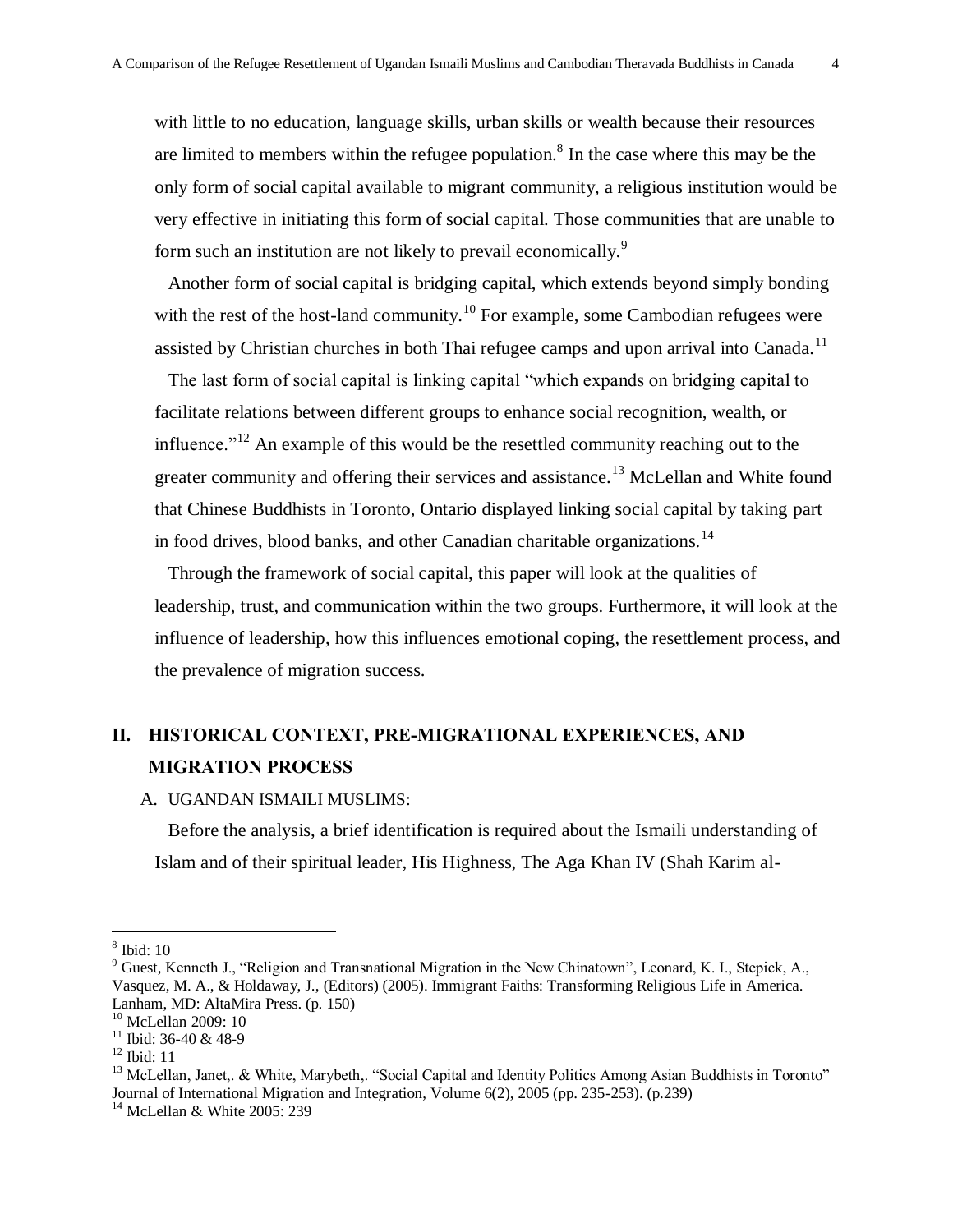with little to no education, language skills, urban skills or wealth because their resources are limited to members within the refugee population.[8] In the case where this may be the only form of social capital available to migrant community, a religious institution would be very effective in initiating this form of social capital. Those communities that are unable to form such an institution are not likely to prevail economically.[9]

Another form of social capital is bridging capital, which extends beyond simply bonding with the rest of the host-land community.[10] For example, some Cambodian refugees were assisted by Christian churches in both Thai refugee camps and upon arrival into Canada.[11]

The last form of social capital is linking capital "which expands on bridging capital to facilitate relations between different groups to enhance social recognition, wealth, or influence."[12] An example of this would be the resettled community reaching out to the greater community and offering their services and assistance.[13] McLellan and White found that Chinese Buddhists in Toronto, Ontario displayed linking social capital by taking part in food drives, blood banks, and other Canadian charitable organizations.[14]

Through the framework of social capital, this paper will look at the qualities of leadership, trust, and communication within the two groups. Furthermore, it will look at the influence of leadership, how this influences emotional coping, the resettlement process, and the prevalence of migration success.

## II. HISTORICAL CONTEXT, PRE-MIGRATIONAL EXPERIENCES, AND MIGRATION PROCESS

### A. UGANDAN ISMAILI MUSLIMS:

Before the analysis, a brief identification is required about the Ismaili understanding of Islam and of their spiritual leader, His Highness, The Aga Khan IV (Shah Karim al-

---

[8] Ibid: 10

[9] Guest, Kenneth J., "Religion and Transnational Migration in the New Chinatown", Leonard, K. I., Stepick, A., Vasquez, M. A., & Holdaway, J., (Editors) (2005). Immigrant Faiths: Transforming Religious Life in America. Lanham, MD: AltaMira Press. (p. 150)

[10] McLellan 2009: 10

[11] Ibid: 36-40 & 48-9

[12] Ibid: 11

[13] McLellan, Janet,. & White, Marybeth,. "Social Capital and Identity Politics Among Asian Buddhists in Toronto" Journal of International Migration and Integration, Volume 6(2), 2005 (pp. 235-253). (p.239)

[14] McLellan & White 2005: 239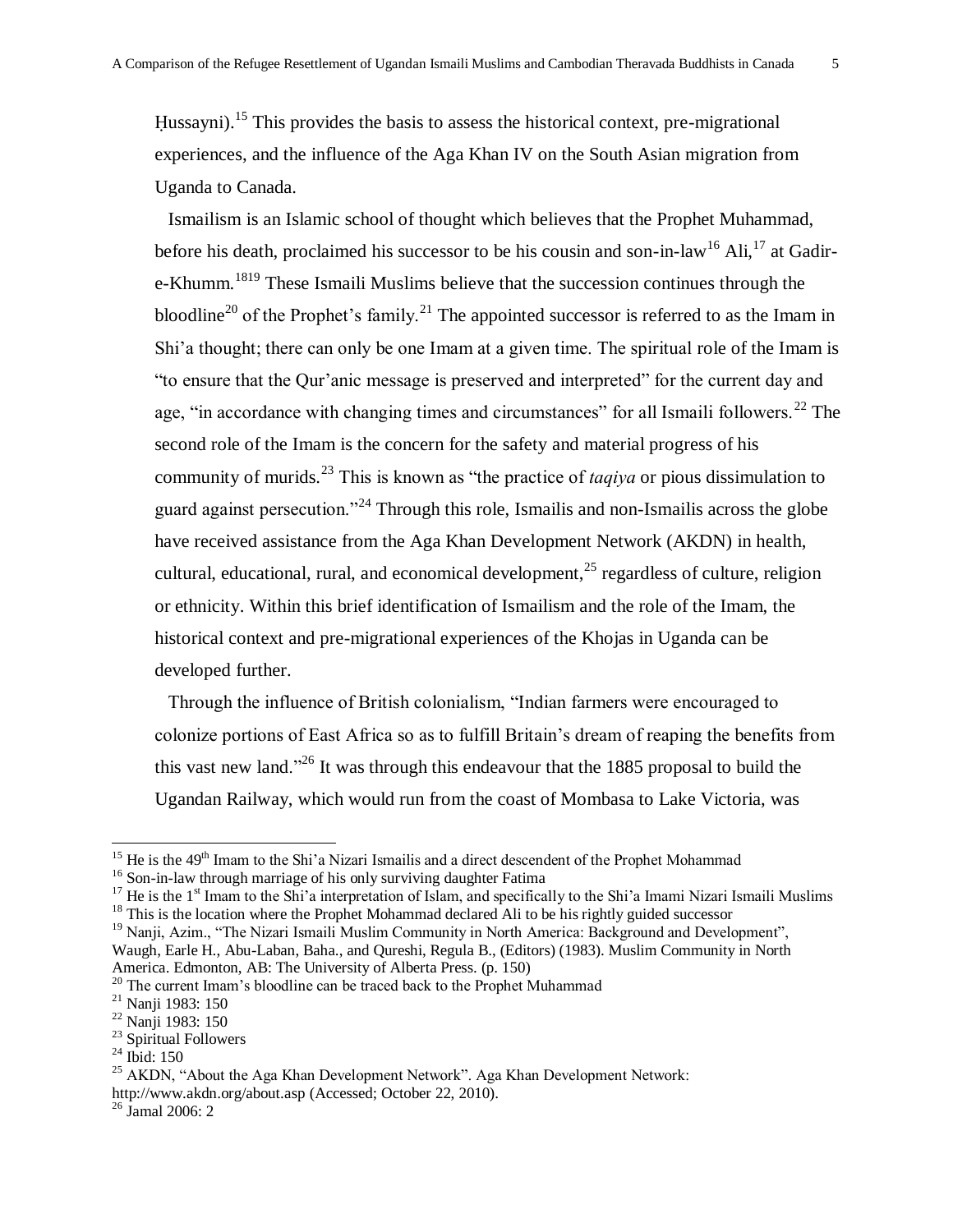Ḥussayni).[15] This provides the basis to assess the historical context, pre-migrational experiences, and the influence of the Aga Khan IV on the South Asian migration from Uganda to Canada.

Ismailism is an Islamic school of thought which believes that the Prophet Muhammad, before his death, proclaimed his successor to be his cousin and son-in-law[16] Ali,[17] at Gadir-e-Khumm.[18][19] These Ismaili Muslims believe that the succession continues through the bloodline[20] of the Prophet's family.[21] The appointed successor is referred to as the Imam in Shi'a thought; there can only be one Imam at a given time. The spiritual role of the Imam is "to ensure that the Qur'anic message is preserved and interpreted" for the current day and age, "in accordance with changing times and circumstances" for all Ismaili followers.[22] The second role of the Imam is the concern for the safety and material progress of his community of murids.[23] This is known as "the practice of *taqiya* or pious dissimulation to guard against persecution."[24] Through this role, Ismailis and non-Ismailis across the globe have received assistance from the Aga Khan Development Network (AKDN) in health, cultural, educational, rural, and economical development,[25] regardless of culture, religion or ethnicity. Within this brief identification of Ismailism and the role of the Imam, the historical context and pre-migrational experiences of the Khojas in Uganda can be developed further.

Through the influence of British colonialism, "Indian farmers were encouraged to colonize portions of East Africa so as to fulfill Britain's dream of reaping the benefits from this vast new land."[26] It was through this endeavour that the 1885 proposal to build the Ugandan Railway, which would run from the coast of Mombasa to Lake Victoria, was

---

[15] He is the 49th Imam to the Shi'a Nizari Ismailis and a direct descendent of the Prophet Mohammad

[16] Son-in-law through marriage of his only surviving daughter Fatima

[17] He is the 1st Imam to the Shi'a interpretation of Islam, and specifically to the Shi'a Imami Nizari Ismaili Muslims

[18] This is the location where the Prophet Mohammad declared Ali to be his rightly guided successor

[19] Nanji, Azim., "The Nizari Ismaili Muslim Community in North America: Background and Development", Waugh, Earle H., Abu-Laban, Baha., and Qureshi, Regula B., (Editors) (1983). Muslim Community in North America. Edmonton, AB: The University of Alberta Press. (p. 150)

[20] The current Imam's bloodline can be traced back to the Prophet Muhammad

[21] Nanji 1983: 150

[22] Nanji 1983: 150

[23] Spiritual Followers

[24] Ibid: 150

[25] AKDN, "About the Aga Khan Development Network". Aga Khan Development Network: http://www.akdn.org/about.asp (Accessed; October 22, 2010).

[26] Jamal 2006: 2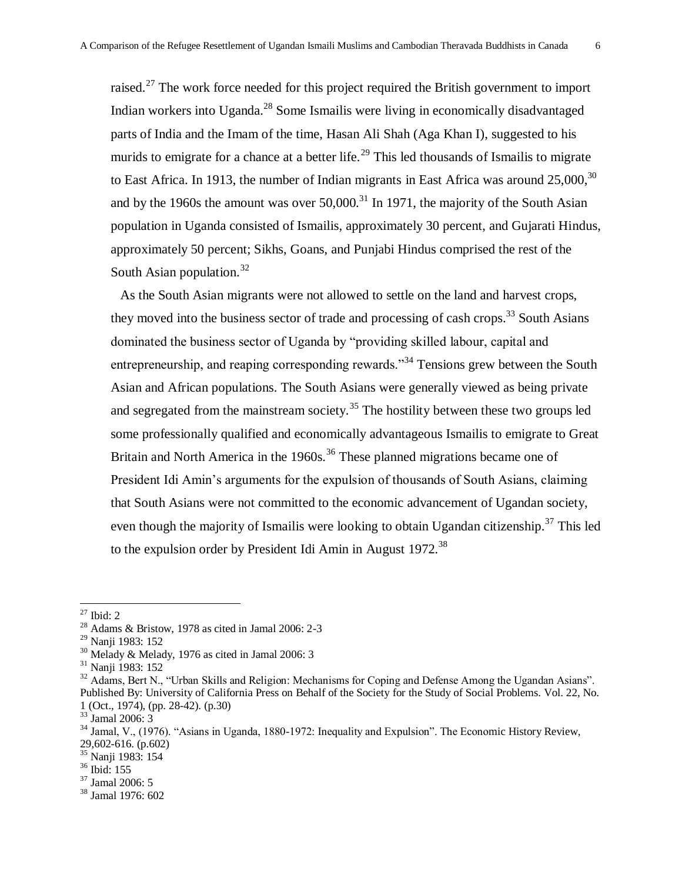raised.[27] The work force needed for this project required the British government to import Indian workers into Uganda.[28] Some Ismailis were living in economically disadvantaged parts of India and the Imam of the time, Hasan Ali Shah (Aga Khan I), suggested to his murids to emigrate for a chance at a better life.[29] This led thousands of Ismailis to migrate to East Africa. In 1913, the number of Indian migrants in East Africa was around 25,000,[30] and by the 1960s the amount was over 50,000.[31] In 1971, the majority of the South Asian population in Uganda consisted of Ismailis, approximately 30 percent, and Gujarati Hindus, approximately 50 percent; Sikhs, Goans, and Punjabi Hindus comprised the rest of the South Asian population.[32]

As the South Asian migrants were not allowed to settle on the land and harvest crops, they moved into the business sector of trade and processing of cash crops.[33] South Asians dominated the business sector of Uganda by "providing skilled labour, capital and entrepreneurship, and reaping corresponding rewards."[34] Tensions grew between the South Asian and African populations. The South Asians were generally viewed as being private and segregated from the mainstream society.[35] The hostility between these two groups led some professionally qualified and economically advantageous Ismailis to emigrate to Great Britain and North America in the 1960s.[36] These planned migrations became one of President Idi Amin's arguments for the expulsion of thousands of South Asians, claiming that South Asians were not committed to the economic advancement of Ugandan society, even though the majority of Ismailis were looking to obtain Ugandan citizenship.[37] This led to the expulsion order by President Idi Amin in August 1972.[38]

---

[27] Ibid: 2

[28] Adams & Bristow, 1978 as cited in Jamal 2006: 2-3

[29] Nanji 1983: 152

[30] Melady & Melady, 1976 as cited in Jamal 2006: 3

[31] Nanji 1983: 152

[32] Adams, Bert N., "Urban Skills and Religion: Mechanisms for Coping and Defense Among the Ugandan Asians". Published By: University of California Press on Behalf of the Society for the Study of Social Problems. Vol. 22, No. 1 (Oct., 1974), (pp. 28-42). (p.30)

[33] Jamal 2006: 3

[34] Jamal, V., (1976). "Asians in Uganda, 1880-1972: Inequality and Expulsion". The Economic History Review, 29,602-616. (p.602)

[35] Nanji 1983: 154

[36] Ibid: 155

[37] Jamal 2006: 5

[38] Jamal 1976: 602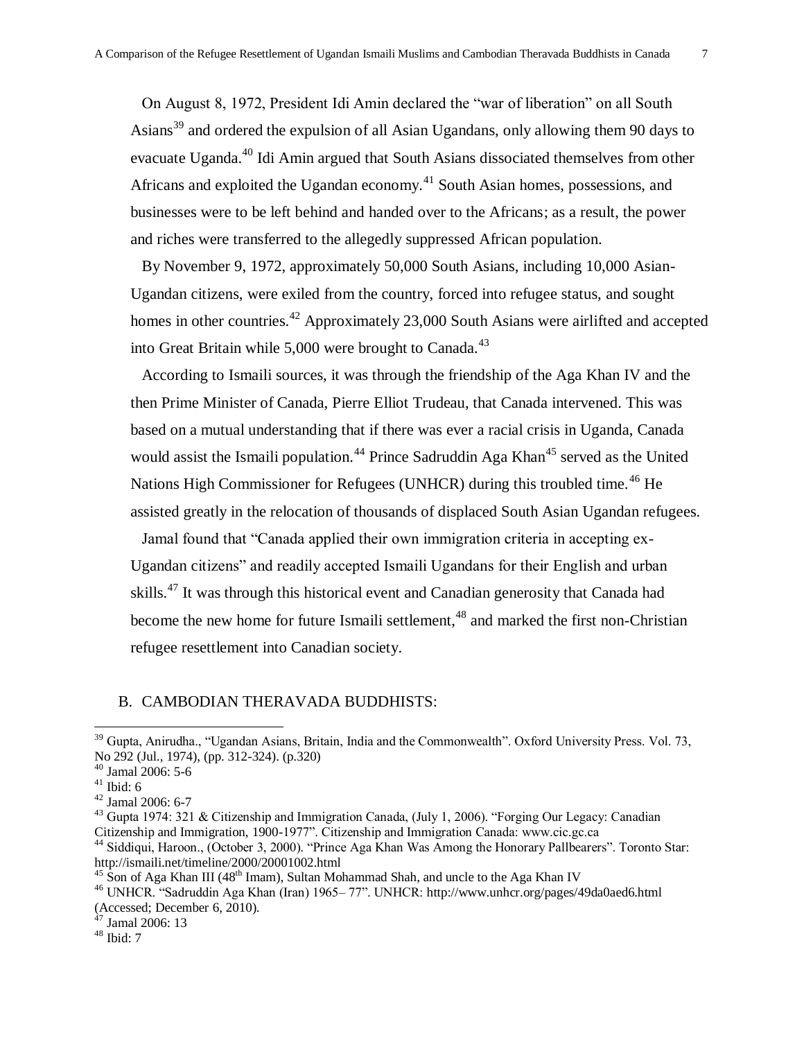On August 8, 1972, President Idi Amin declared the "war of liberation" on all South Asians[39] and ordered the expulsion of all Asian Ugandans, only allowing them 90 days to evacuate Uganda.[40] Idi Amin argued that South Asians dissociated themselves from other Africans and exploited the Ugandan economy.[41] South Asian homes, possessions, and businesses were to be left behind and handed over to the Africans; as a result, the power and riches were transferred to the allegedly suppressed African population.

By November 9, 1972, approximately 50,000 South Asians, including 10,000 Asian-Ugandan citizens, were exiled from the country, forced into refugee status, and sought homes in other countries.[42] Approximately 23,000 South Asians were airlifted and accepted into Great Britain while 5,000 were brought to Canada.[43]

According to Ismaili sources, it was through the friendship of the Aga Khan IV and the then Prime Minister of Canada, Pierre Elliot Trudeau, that Canada intervened. This was based on a mutual understanding that if there was ever a racial crisis in Uganda, Canada would assist the Ismaili population.[44] Prince Sadruddin Aga Khan[45] served as the United Nations High Commissioner for Refugees (UNHCR) during this troubled time.[46] He assisted greatly in the relocation of thousands of displaced South Asian Ugandan refugees.

Jamal found that "Canada applied their own immigration criteria in accepting ex-Ugandan citizens" and readily accepted Ismaili Ugandans for their English and urban skills.[47] It was through this historical event and Canadian generosity that Canada had become the new home for future Ismaili settlement,[48] and marked the first non-Christian refugee resettlement into Canadian society.

## B. CAMBODIAN THERAVADA BUDDHISTS:

---

[39] Gupta, Anirudha., "Ugandan Asians, Britain, India and the Commonwealth". Oxford University Press. Vol. 73, No 292 (Jul., 1974), (pp. 312-324). (p.320)

[40] Jamal 2006: 5-6

[41] Ibid: 6

[42] Jamal 2006: 6-7

[43] Gupta 1974: 321 & Citizenship and Immigration Canada, (July 1, 2006). "Forging Our Legacy: Canadian Citizenship and Immigration, 1900-1977". Citizenship and Immigration Canada: www.cic.gc.ca

[44] Siddiqui, Haroon., (October 3, 2000). "Prince Aga Khan Was Among the Honorary Pallbearers". Toronto Star: http://ismaili.net/timeline/2000/20001002.html

[45] Son of Aga Khan III (48th Imam), Sultan Mohammad Shah, and uncle to the Aga Khan IV

[46] UNHCR. "Sadruddin Aga Khan (Iran) 1965– 77". UNHCR: http://www.unhcr.org/pages/49da0aed6.html (Accessed; December 6, 2010).

[47] Jamal 2006: 13

[48] Ibid: 7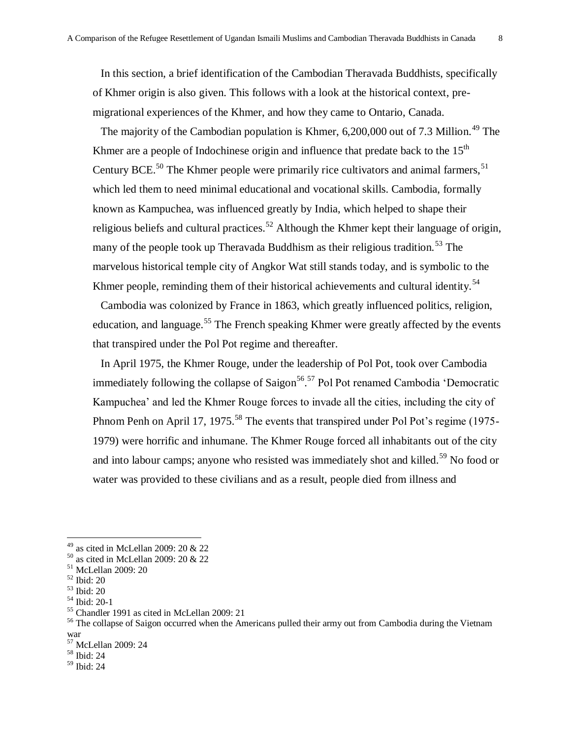In this section, a brief identification of the Cambodian Theravada Buddhists, specifically of Khmer origin is also given. This follows with a look at the historical context, pre-migrational experiences of the Khmer, and how they came to Ontario, Canada.

The majority of the Cambodian population is Khmer, 6,200,000 out of 7.3 Million.[49] The Khmer are a people of Indochinese origin and influence that predate back to the 15th Century BCE.[50] The Khmer people were primarily rice cultivators and animal farmers,[51] which led them to need minimal educational and vocational skills. Cambodia, formally known as Kampuchea, was influenced greatly by India, which helped to shape their religious beliefs and cultural practices.[52] Although the Khmer kept their language of origin, many of the people took up Theravada Buddhism as their religious tradition.[53] The marvelous historical temple city of Angkor Wat still stands today, and is symbolic to the Khmer people, reminding them of their historical achievements and cultural identity.[54]

Cambodia was colonized by France in 1863, which greatly influenced politics, religion, education, and language.[55] The French speaking Khmer were greatly affected by the events that transpired under the Pol Pot regime and thereafter.

In April 1975, the Khmer Rouge, under the leadership of Pol Pot, took over Cambodia immediately following the collapse of Saigon[56].[57] Pol Pot renamed Cambodia 'Democratic Kampuchea' and led the Khmer Rouge forces to invade all the cities, including the city of Phnom Penh on April 17, 1975.[58] The events that transpired under Pol Pot's regime (1975-1979) were horrific and inhumane. The Khmer Rouge forced all inhabitants out of the city and into labour camps; anyone who resisted was immediately shot and killed.[59] No food or water was provided to these civilians and as a result, people died from illness and

---

[49] as cited in McLellan 2009: 20 & 22
[50] as cited in McLellan 2009: 20 & 22
[51] McLellan 2009: 20
[52] Ibid: 20
[53] Ibid: 20
[54] Ibid: 20-1
[55] Chandler 1991 as cited in McLellan 2009: 21
[56] The collapse of Saigon occurred when the Americans pulled their army out from Cambodia during the Vietnam war
[57] McLellan 2009: 24
[58] Ibid: 24
[59] Ibid: 24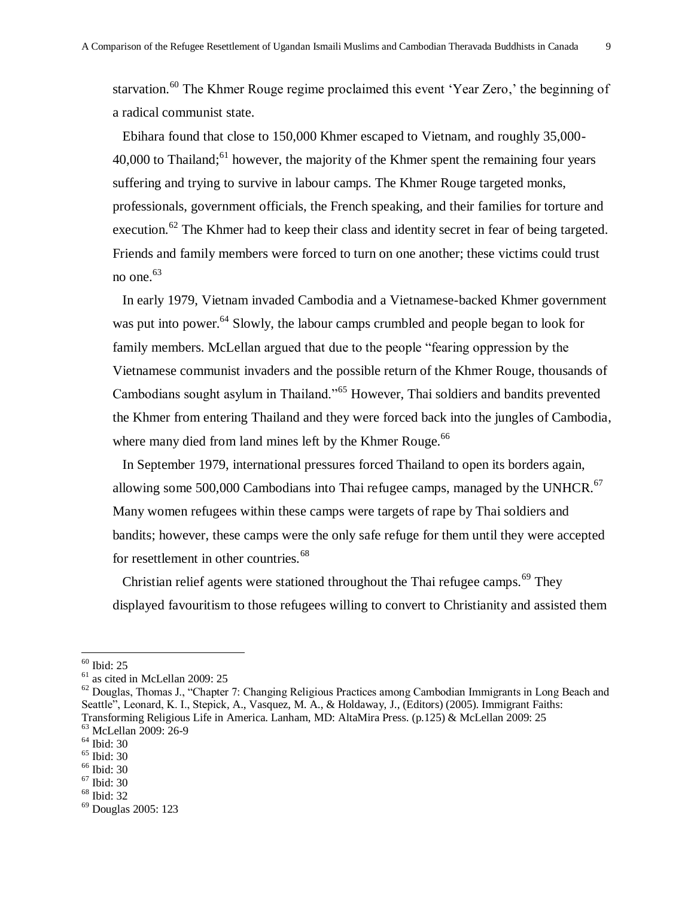starvation.[60] The Khmer Rouge regime proclaimed this event 'Year Zero,' the beginning of a radical communist state.

Ebihara found that close to 150,000 Khmer escaped to Vietnam, and roughly 35,000-40,000 to Thailand;[61] however, the majority of the Khmer spent the remaining four years suffering and trying to survive in labour camps. The Khmer Rouge targeted monks, professionals, government officials, the French speaking, and their families for torture and execution.[62] The Khmer had to keep their class and identity secret in fear of being targeted. Friends and family members were forced to turn on one another; these victims could trust no one.[63]

In early 1979, Vietnam invaded Cambodia and a Vietnamese-backed Khmer government was put into power.[64] Slowly, the labour camps crumbled and people began to look for family members. McLellan argued that due to the people "fearing oppression by the Vietnamese communist invaders and the possible return of the Khmer Rouge, thousands of Cambodians sought asylum in Thailand."[65] However, Thai soldiers and bandits prevented the Khmer from entering Thailand and they were forced back into the jungles of Cambodia, where many died from land mines left by the Khmer Rouge.[66]

In September 1979, international pressures forced Thailand to open its borders again, allowing some 500,000 Cambodians into Thai refugee camps, managed by the UNHCR.[67] Many women refugees within these camps were targets of rape by Thai soldiers and bandits; however, these camps were the only safe refuge for them until they were accepted for resettlement in other countries.[68]

Christian relief agents were stationed throughout the Thai refugee camps.[69] They displayed favouritism to those refugees willing to convert to Christianity and assisted them

---

[60] Ibid: 25

[61] as cited in McLellan 2009: 25

[62] Douglas, Thomas J., "Chapter 7: Changing Religious Practices among Cambodian Immigrants in Long Beach and Seattle", Leonard, K. I., Stepick, A., Vasquez, M. A., & Holdaway, J., (Editors) (2005). Immigrant Faiths: Transforming Religious Life in America. Lanham, MD: AltaMira Press. (p.125) & McLellan 2009: 25

[63] McLellan 2009: 26-9

[64] Ibid: 30

[65] Ibid: 30

[66] Ibid: 30

[67] Ibid: 30

[68] Ibid: 32

[69] Douglas 2005: 123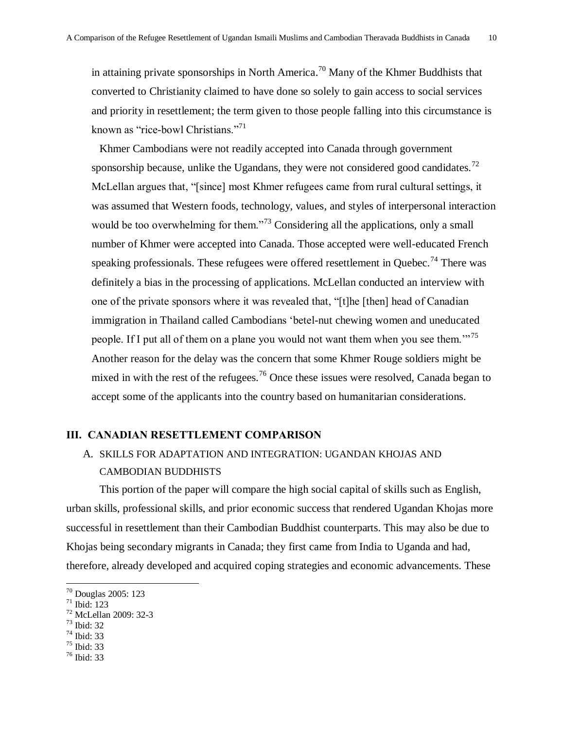in attaining private sponsorships in North America.[70] Many of the Khmer Buddhists that converted to Christianity claimed to have done so solely to gain access to social services and priority in resettlement; the term given to those people falling into this circumstance is known as "rice-bowl Christians."[71]

Khmer Cambodians were not readily accepted into Canada through government sponsorship because, unlike the Ugandans, they were not considered good candidates.[72] McLellan argues that, "[since] most Khmer refugees came from rural cultural settings, it was assumed that Western foods, technology, values, and styles of interpersonal interaction would be too overwhelming for them."[73] Considering all the applications, only a small number of Khmer were accepted into Canada. Those accepted were well-educated French speaking professionals. These refugees were offered resettlement in Quebec.[74] There was definitely a bias in the processing of applications. McLellan conducted an interview with one of the private sponsors where it was revealed that, "[t]he [then] head of Canadian immigration in Thailand called Cambodians 'betel-nut chewing women and uneducated people. If I put all of them on a plane you would not want them when you see them.'"[75] Another reason for the delay was the concern that some Khmer Rouge soldiers might be mixed in with the rest of the refugees.[76] Once these issues were resolved, Canada began to accept some of the applicants into the country based on humanitarian considerations.

## III. CANADIAN RESETTLEMENT COMPARISON

### A. SKILLS FOR ADAPTATION AND INTEGRATION: UGANDAN KHOJAS AND CAMBODIAN BUDDHISTS

This portion of the paper will compare the high social capital of skills such as English, urban skills, professional skills, and prior economic success that rendered Ugandan Khojas more successful in resettlement than their Cambodian Buddhist counterparts. This may also be due to Khojas being secondary migrants in Canada; they first came from India to Uganda and had, therefore, already developed and acquired coping strategies and economic advancements. These

---

[70] Douglas 2005: 123
[71] Ibid: 123
[72] McLellan 2009: 32-3
[73] Ibid: 32
[74] Ibid: 33
[75] Ibid: 33
[76] Ibid: 33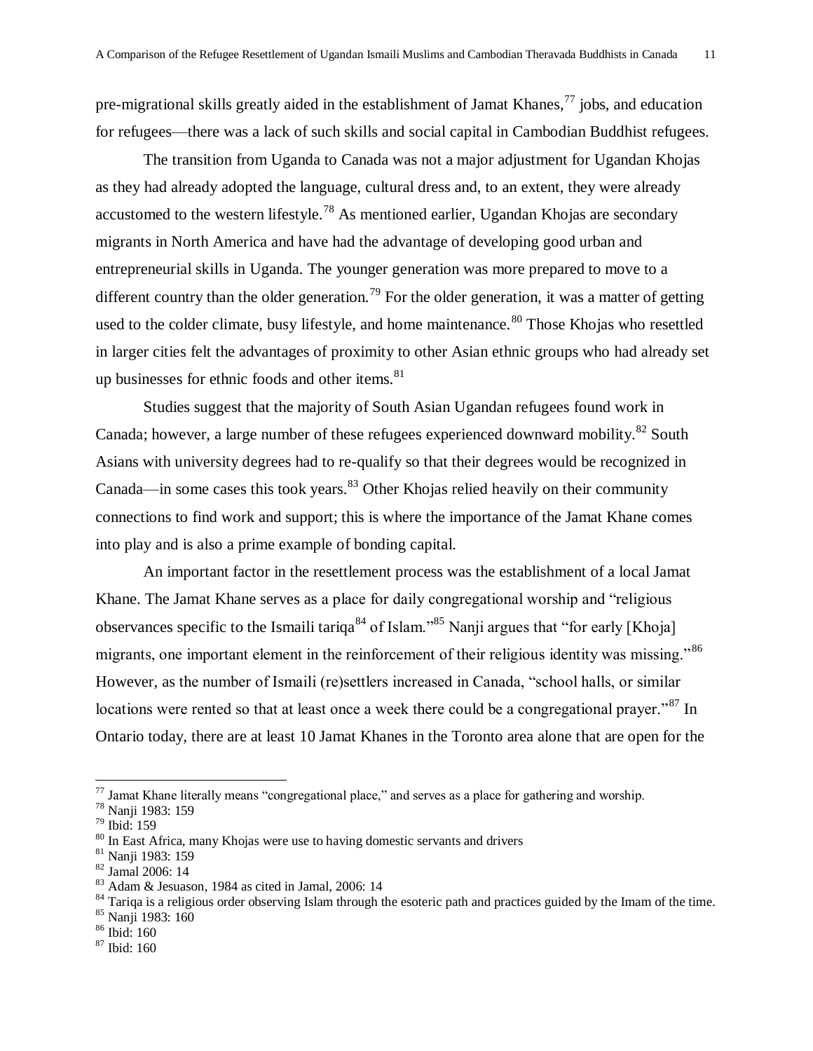pre-migrational skills greatly aided in the establishment of Jamat Khanes,[77] jobs, and education for refugees—there was a lack of such skills and social capital in Cambodian Buddhist refugees.

The transition from Uganda to Canada was not a major adjustment for Ugandan Khojas as they had already adopted the language, cultural dress and, to an extent, they were already accustomed to the western lifestyle.[78] As mentioned earlier, Ugandan Khojas are secondary migrants in North America and have had the advantage of developing good urban and entrepreneurial skills in Uganda. The younger generation was more prepared to move to a different country than the older generation.[79] For the older generation, it was a matter of getting used to the colder climate, busy lifestyle, and home maintenance.[80] Those Khojas who resettled in larger cities felt the advantages of proximity to other Asian ethnic groups who had already set up businesses for ethnic foods and other items.[81]

Studies suggest that the majority of South Asian Ugandan refugees found work in Canada; however, a large number of these refugees experienced downward mobility.[82] South Asians with university degrees had to re-qualify so that their degrees would be recognized in Canada—in some cases this took years.[83] Other Khojas relied heavily on their community connections to find work and support; this is where the importance of the Jamat Khane comes into play and is also a prime example of bonding capital.

An important factor in the resettlement process was the establishment of a local Jamat Khane. The Jamat Khane serves as a place for daily congregational worship and "religious observances specific to the Ismaili tariqa[84] of Islam."[85] Nanji argues that "for early [Khoja] migrants, one important element in the reinforcement of their religious identity was missing."[86] However, as the number of Ismaili (re)settlers increased in Canada, "school halls, or similar locations were rented so that at least once a week there could be a congregational prayer."[87] In Ontario today, there are at least 10 Jamat Khanes in the Toronto area alone that are open for the

---

[77] Jamat Khane literally means "congregational place," and serves as a place for gathering and worship.
[78] Nanji 1983: 159
[79] Ibid: 159
[80] In East Africa, many Khojas were use to having domestic servants and drivers
[81] Nanji 1983: 159
[82] Jamal 2006: 14
[83] Adam & Jesuason, 1984 as cited in Jamal, 2006: 14
[84] Tariqa is a religious order observing Islam through the esoteric path and practices guided by the Imam of the time.
[85] Nanji 1983: 160
[86] Ibid: 160
[87] Ibid: 160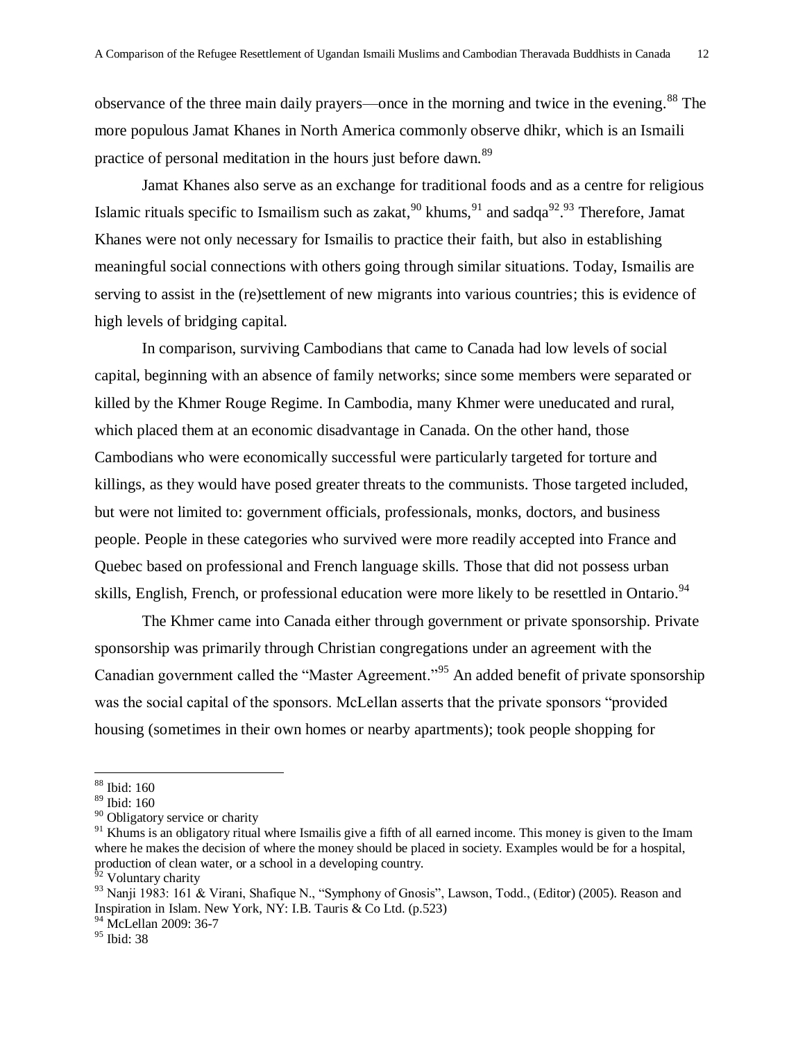observance of the three main daily prayers—once in the morning and twice in the evening.[88] The more populous Jamat Khanes in North America commonly observe dhikr, which is an Ismaili practice of personal meditation in the hours just before dawn.[89]

Jamat Khanes also serve as an exchange for traditional foods and as a centre for religious Islamic rituals specific to Ismailism such as zakat,[90] khums,[91] and sadqa[92].[93] Therefore, Jamat Khanes were not only necessary for Ismailis to practice their faith, but also in establishing meaningful social connections with others going through similar situations. Today, Ismailis are serving to assist in the (re)settlement of new migrants into various countries; this is evidence of high levels of bridging capital.

In comparison, surviving Cambodians that came to Canada had low levels of social capital, beginning with an absence of family networks; since some members were separated or killed by the Khmer Rouge Regime. In Cambodia, many Khmer were uneducated and rural, which placed them at an economic disadvantage in Canada. On the other hand, those Cambodians who were economically successful were particularly targeted for torture and killings, as they would have posed greater threats to the communists. Those targeted included, but were not limited to: government officials, professionals, monks, doctors, and business people. People in these categories who survived were more readily accepted into France and Quebec based on professional and French language skills. Those that did not possess urban skills, English, French, or professional education were more likely to be resettled in Ontario.[94]

The Khmer came into Canada either through government or private sponsorship. Private sponsorship was primarily through Christian congregations under an agreement with the Canadian government called the "Master Agreement."[95] An added benefit of private sponsorship was the social capital of the sponsors. McLellan asserts that the private sponsors "provided housing (sometimes in their own homes or nearby apartments); took people shopping for

---

[88] Ibid: 160

[89] Ibid: 160

[90] Obligatory service or charity

[91] Khums is an obligatory ritual where Ismailis give a fifth of all earned income. This money is given to the Imam where he makes the decision of where the money should be placed in society. Examples would be for a hospital, production of clean water, or a school in a developing country.

[92] Voluntary charity

[93] Nanji 1983: 161 & Virani, Shafique N., "Symphony of Gnosis", Lawson, Todd., (Editor) (2005). Reason and Inspiration in Islam. New York, NY: I.B. Tauris & Co Ltd. (p.523)

[94] McLellan 2009: 36-7

[95] Ibid: 38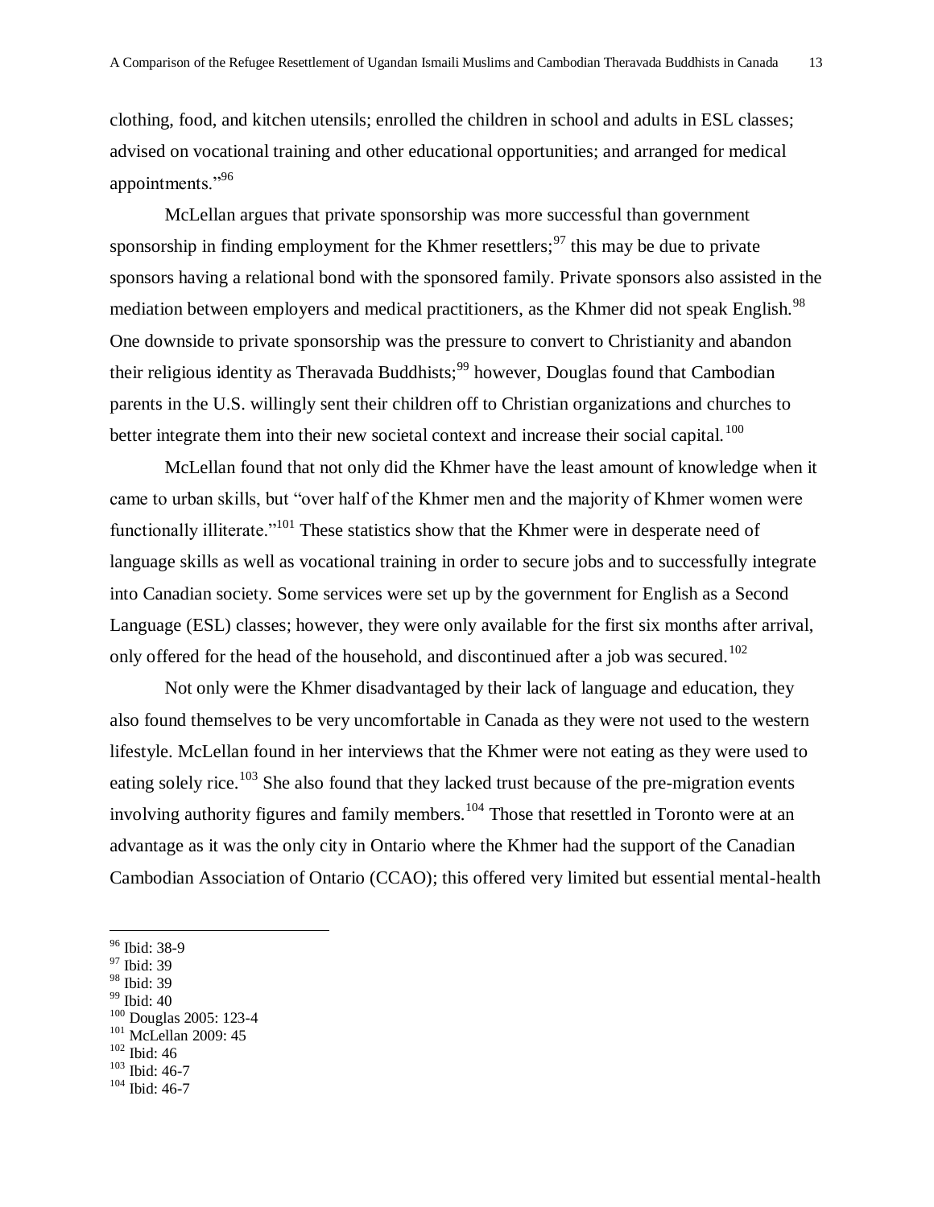clothing, food, and kitchen utensils; enrolled the children in school and adults in ESL classes; advised on vocational training and other educational opportunities; and arranged for medical appointments."[96]

McLellan argues that private sponsorship was more successful than government sponsorship in finding employment for the Khmer resettlers;[97] this may be due to private sponsors having a relational bond with the sponsored family. Private sponsors also assisted in the mediation between employers and medical practitioners, as the Khmer did not speak English.[98] One downside to private sponsorship was the pressure to convert to Christianity and abandon their religious identity as Theravada Buddhists;[99] however, Douglas found that Cambodian parents in the U.S. willingly sent their children off to Christian organizations and churches to better integrate them into their new societal context and increase their social capital.[100]

McLellan found that not only did the Khmer have the least amount of knowledge when it came to urban skills, but "over half of the Khmer men and the majority of Khmer women were functionally illiterate."[101] These statistics show that the Khmer were in desperate need of language skills as well as vocational training in order to secure jobs and to successfully integrate into Canadian society. Some services were set up by the government for English as a Second Language (ESL) classes; however, they were only available for the first six months after arrival, only offered for the head of the household, and discontinued after a job was secured.[102]

Not only were the Khmer disadvantaged by their lack of language and education, they also found themselves to be very uncomfortable in Canada as they were not used to the western lifestyle. McLellan found in her interviews that the Khmer were not eating as they were used to eating solely rice.[103] She also found that they lacked trust because of the pre-migration events involving authority figures and family members.[104] Those that resettled in Toronto were at an advantage as it was the only city in Ontario where the Khmer had the support of the Canadian Cambodian Association of Ontario (CCAO); this offered very limited but essential mental-health

---

[96] Ibid: 38-9
[97] Ibid: 39
[98] Ibid: 39
[99] Ibid: 40
[100] Douglas 2005: 123-4
[101] McLellan 2009: 45
[102] Ibid: 46
[103] Ibid: 46-7
[104] Ibid: 46-7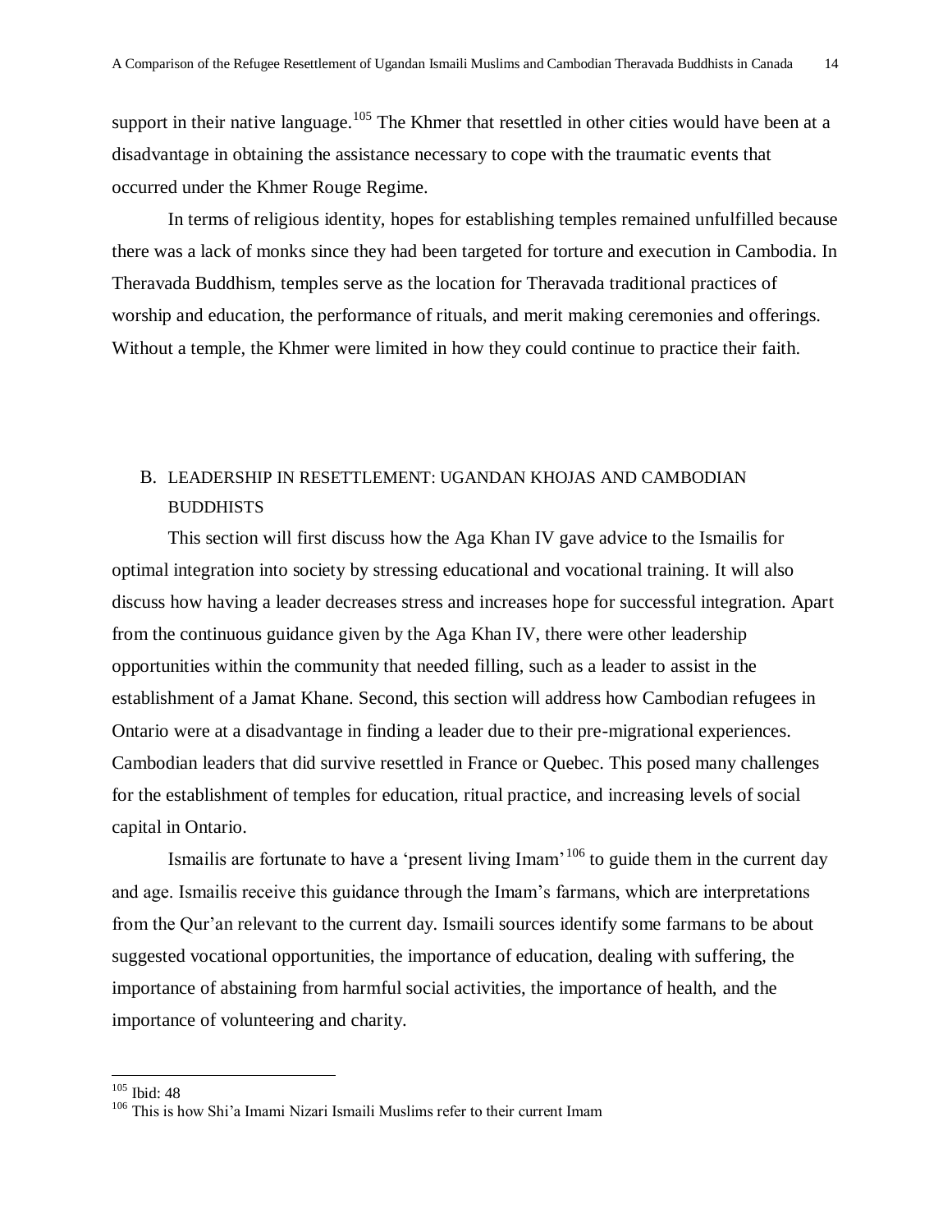support in their native language.[105] The Khmer that resettled in other cities would have been at a disadvantage in obtaining the assistance necessary to cope with the traumatic events that occurred under the Khmer Rouge Regime.

In terms of religious identity, hopes for establishing temples remained unfulfilled because there was a lack of monks since they had been targeted for torture and execution in Cambodia. In Theravada Buddhism, temples serve as the location for Theravada traditional practices of worship and education, the performance of rituals, and merit making ceremonies and offerings. Without a temple, the Khmer were limited in how they could continue to practice their faith.

## B. LEADERSHIP IN RESETTLEMENT: UGANDAN KHOJAS AND CAMBODIAN BUDDHISTS

This section will first discuss how the Aga Khan IV gave advice to the Ismailis for optimal integration into society by stressing educational and vocational training. It will also discuss how having a leader decreases stress and increases hope for successful integration. Apart from the continuous guidance given by the Aga Khan IV, there were other leadership opportunities within the community that needed filling, such as a leader to assist in the establishment of a Jamat Khane. Second, this section will address how Cambodian refugees in Ontario were at a disadvantage in finding a leader due to their pre-migrational experiences. Cambodian leaders that did survive resettled in France or Quebec. This posed many challenges for the establishment of temples for education, ritual practice, and increasing levels of social capital in Ontario.

Ismailis are fortunate to have a 'present living Imam'[106] to guide them in the current day and age. Ismailis receive this guidance through the Imam's farmans, which are interpretations from the Qur'an relevant to the current day. Ismaili sources identify some farmans to be about suggested vocational opportunities, the importance of education, dealing with suffering, the importance of abstaining from harmful social activities, the importance of health, and the importance of volunteering and charity.

---

[105] Ibid: 48

[106] This is how Shi'a Imami Nizari Ismaili Muslims refer to their current Imam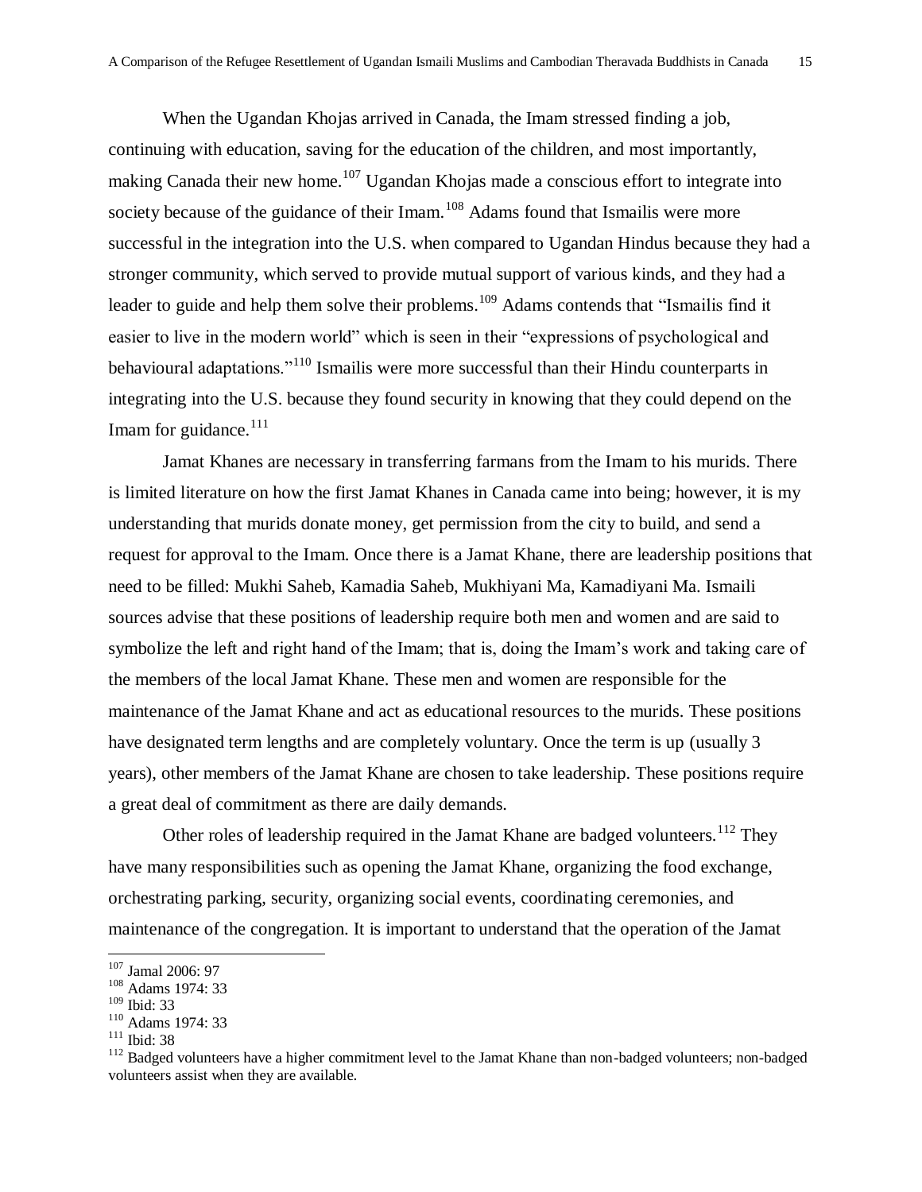When the Ugandan Khojas arrived in Canada, the Imam stressed finding a job, continuing with education, saving for the education of the children, and most importantly, making Canada their new home.[107] Ugandan Khojas made a conscious effort to integrate into society because of the guidance of their Imam.[108] Adams found that Ismailis were more successful in the integration into the U.S. when compared to Ugandan Hindus because they had a stronger community, which served to provide mutual support of various kinds, and they had a leader to guide and help them solve their problems.[109] Adams contends that "Ismailis find it easier to live in the modern world" which is seen in their "expressions of psychological and behavioural adaptations."[110] Ismailis were more successful than their Hindu counterparts in integrating into the U.S. because they found security in knowing that they could depend on the Imam for guidance.[111]

Jamat Khanes are necessary in transferring farmans from the Imam to his murids. There is limited literature on how the first Jamat Khanes in Canada came into being; however, it is my understanding that murids donate money, get permission from the city to build, and send a request for approval to the Imam. Once there is a Jamat Khane, there are leadership positions that need to be filled: Mukhi Saheb, Kamadia Saheb, Mukhiyani Ma, Kamadiyani Ma. Ismaili sources advise that these positions of leadership require both men and women and are said to symbolize the left and right hand of the Imam; that is, doing the Imam's work and taking care of the members of the local Jamat Khane. These men and women are responsible for the maintenance of the Jamat Khane and act as educational resources to the murids. These positions have designated term lengths and are completely voluntary. Once the term is up (usually 3 years), other members of the Jamat Khane are chosen to take leadership. These positions require a great deal of commitment as there are daily demands.

Other roles of leadership required in the Jamat Khane are badged volunteers.[112] They have many responsibilities such as opening the Jamat Khane, organizing the food exchange, orchestrating parking, security, organizing social events, coordinating ceremonies, and maintenance of the congregation. It is important to understand that the operation of the Jamat

---

[107] Jamal 2006: 97

[108] Adams 1974: 33

[109] Ibid: 33

[110] Adams 1974: 33

[111] Ibid: 38

[112] Badged volunteers have a higher commitment level to the Jamat Khane than non-badged volunteers; non-badged volunteers assist when they are available.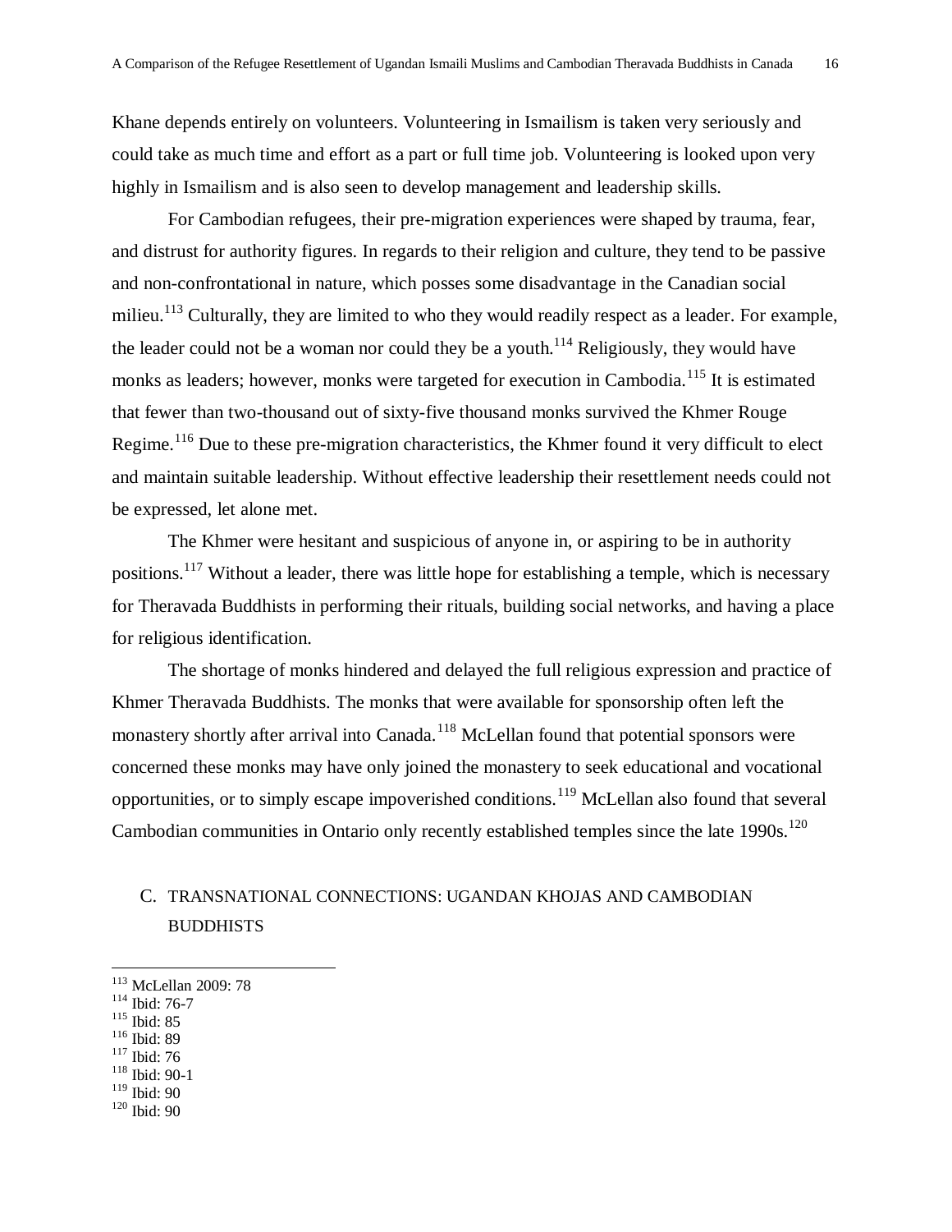Khane depends entirely on volunteers. Volunteering in Ismailism is taken very seriously and could take as much time and effort as a part or full time job. Volunteering is looked upon very highly in Ismailism and is also seen to develop management and leadership skills.

For Cambodian refugees, their pre-migration experiences were shaped by trauma, fear, and distrust for authority figures. In regards to their religion and culture, they tend to be passive and non-confrontational in nature, which posses some disadvantage in the Canadian social milieu.[113] Culturally, they are limited to who they would readily respect as a leader. For example, the leader could not be a woman nor could they be a youth.[114] Religiously, they would have monks as leaders; however, monks were targeted for execution in Cambodia.[115] It is estimated that fewer than two-thousand out of sixty-five thousand monks survived the Khmer Rouge Regime.[116] Due to these pre-migration characteristics, the Khmer found it very difficult to elect and maintain suitable leadership. Without effective leadership their resettlement needs could not be expressed, let alone met.

The Khmer were hesitant and suspicious of anyone in, or aspiring to be in authority positions.[117] Without a leader, there was little hope for establishing a temple, which is necessary for Theravada Buddhists in performing their rituals, building social networks, and having a place for religious identification.

The shortage of monks hindered and delayed the full religious expression and practice of Khmer Theravada Buddhists. The monks that were available for sponsorship often left the monastery shortly after arrival into Canada.[118] McLellan found that potential sponsors were concerned these monks may have only joined the monastery to seek educational and vocational opportunities, or to simply escape impoverished conditions.[119] McLellan also found that several Cambodian communities in Ontario only recently established temples since the late 1990s.[120]

## C. TRANSNATIONAL CONNECTIONS: UGANDAN KHOJAS AND CAMBODIAN BUDDHISTS

---

[113] McLellan 2009: 78
[114] Ibid: 76-7
[115] Ibid: 85
[116] Ibid: 89
[117] Ibid: 76
[118] Ibid: 90-1
[119] Ibid: 90
[120] Ibid: 90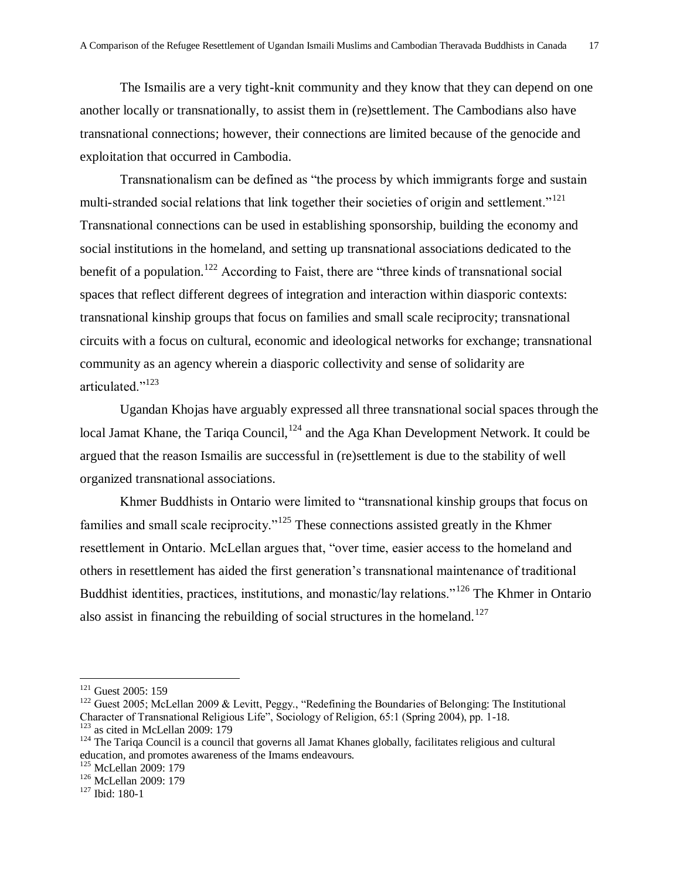The Ismailis are a very tight-knit community and they know that they can depend on one another locally or transnationally, to assist them in (re)settlement. The Cambodians also have transnational connections; however, their connections are limited because of the genocide and exploitation that occurred in Cambodia.

Transnationalism can be defined as "the process by which immigrants forge and sustain multi-stranded social relations that link together their societies of origin and settlement."[121] Transnational connections can be used in establishing sponsorship, building the economy and social institutions in the homeland, and setting up transnational associations dedicated to the benefit of a population.[122] According to Faist, there are "three kinds of transnational social spaces that reflect different degrees of integration and interaction within diasporic contexts: transnational kinship groups that focus on families and small scale reciprocity; transnational circuits with a focus on cultural, economic and ideological networks for exchange; transnational community as an agency wherein a diasporic collectivity and sense of solidarity are articulated."[123]

Ugandan Khojas have arguably expressed all three transnational social spaces through the local Jamat Khane, the Tariqa Council,[124] and the Aga Khan Development Network. It could be argued that the reason Ismailis are successful in (re)settlement is due to the stability of well organized transnational associations.

Khmer Buddhists in Ontario were limited to "transnational kinship groups that focus on families and small scale reciprocity."[125] These connections assisted greatly in the Khmer resettlement in Ontario. McLellan argues that, "over time, easier access to the homeland and others in resettlement has aided the first generation's transnational maintenance of traditional Buddhist identities, practices, institutions, and monastic/lay relations."[126] The Khmer in Ontario also assist in financing the rebuilding of social structures in the homeland.[127]

---

[121] Guest 2005: 159

[122] Guest 2005; McLellan 2009 & Levitt, Peggy., "Redefining the Boundaries of Belonging: The Institutional Character of Transnational Religious Life", Sociology of Religion, 65:1 (Spring 2004), pp. 1-18.

[123] as cited in McLellan 2009: 179

[124] The Tariqa Council is a council that governs all Jamat Khanes globally, facilitates religious and cultural education, and promotes awareness of the Imams endeavours.

[125] McLellan 2009: 179

[126] McLellan 2009: 179

[127] Ibid: 180-1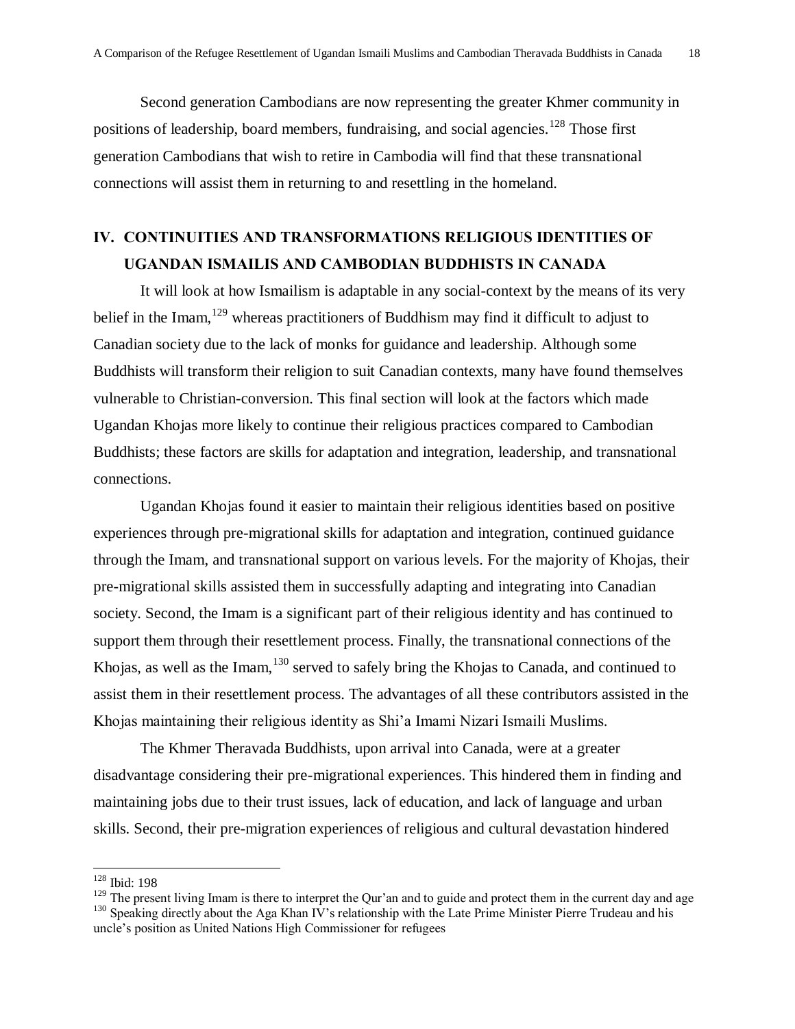Second generation Cambodians are now representing the greater Khmer community in positions of leadership, board members, fundraising, and social agencies.[128] Those first generation Cambodians that wish to retire in Cambodia will find that these transnational connections will assist them in returning to and resettling in the homeland.

## IV. CONTINUITIES AND TRANSFORMATIONS RELIGIOUS IDENTITIES OF UGANDAN ISMAILIS AND CAMBODIAN BUDDHISTS IN CANADA

It will look at how Ismailism is adaptable in any social-context by the means of its very belief in the Imam,[129] whereas practitioners of Buddhism may find it difficult to adjust to Canadian society due to the lack of monks for guidance and leadership. Although some Buddhists will transform their religion to suit Canadian contexts, many have found themselves vulnerable to Christian-conversion. This final section will look at the factors which made Ugandan Khojas more likely to continue their religious practices compared to Cambodian Buddhists; these factors are skills for adaptation and integration, leadership, and transnational connections.

Ugandan Khojas found it easier to maintain their religious identities based on positive experiences through pre-migrational skills for adaptation and integration, continued guidance through the Imam, and transnational support on various levels. For the majority of Khojas, their pre-migrational skills assisted them in successfully adapting and integrating into Canadian society. Second, the Imam is a significant part of their religious identity and has continued to support them through their resettlement process. Finally, the transnational connections of the Khojas, as well as the Imam,[130] served to safely bring the Khojas to Canada, and continued to assist them in their resettlement process. The advantages of all these contributors assisted in the Khojas maintaining their religious identity as Shi'a Imami Nizari Ismaili Muslims.

The Khmer Theravada Buddhists, upon arrival into Canada, were at a greater disadvantage considering their pre-migrational experiences. This hindered them in finding and maintaining jobs due to their trust issues, lack of education, and lack of language and urban skills. Second, their pre-migration experiences of religious and cultural devastation hindered

---

[128] Ibid: 198

[129] The present living Imam is there to interpret the Qur'an and to guide and protect them in the current day and age

[130] Speaking directly about the Aga Khan IV's relationship with the Late Prime Minister Pierre Trudeau and his uncle's position as United Nations High Commissioner for refugees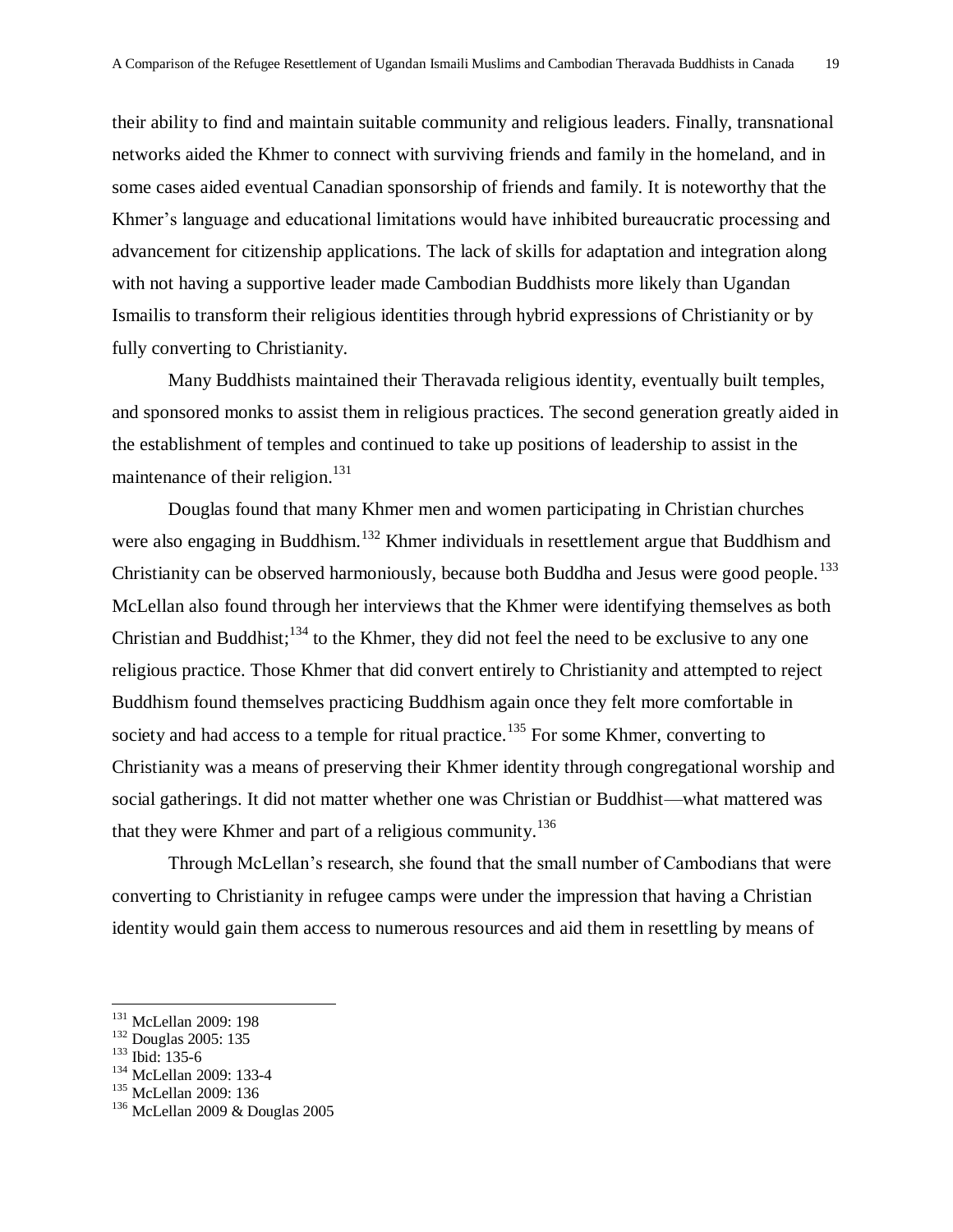their ability to find and maintain suitable community and religious leaders. Finally, transnational networks aided the Khmer to connect with surviving friends and family in the homeland, and in some cases aided eventual Canadian sponsorship of friends and family. It is noteworthy that the Khmer's language and educational limitations would have inhibited bureaucratic processing and advancement for citizenship applications. The lack of skills for adaptation and integration along with not having a supportive leader made Cambodian Buddhists more likely than Ugandan Ismailis to transform their religious identities through hybrid expressions of Christianity or by fully converting to Christianity.

Many Buddhists maintained their Theravada religious identity, eventually built temples, and sponsored monks to assist them in religious practices. The second generation greatly aided in the establishment of temples and continued to take up positions of leadership to assist in the maintenance of their religion.[131]

Douglas found that many Khmer men and women participating in Christian churches were also engaging in Buddhism.[132] Khmer individuals in resettlement argue that Buddhism and Christianity can be observed harmoniously, because both Buddha and Jesus were good people.[133] McLellan also found through her interviews that the Khmer were identifying themselves as both Christian and Buddhist;[134] to the Khmer, they did not feel the need to be exclusive to any one religious practice. Those Khmer that did convert entirely to Christianity and attempted to reject Buddhism found themselves practicing Buddhism again once they felt more comfortable in society and had access to a temple for ritual practice.[135] For some Khmer, converting to Christianity was a means of preserving their Khmer identity through congregational worship and social gatherings. It did not matter whether one was Christian or Buddhist—what mattered was that they were Khmer and part of a religious community.[136]

Through McLellan's research, she found that the small number of Cambodians that were converting to Christianity in refugee camps were under the impression that having a Christian identity would gain them access to numerous resources and aid them in resettling by means of

---

[131] McLellan 2009: 198
[132] Douglas 2005: 135
[133] Ibid: 135-6
[134] McLellan 2009: 133-4
[135] McLellan 2009: 136
[136] McLellan 2009 & Douglas 2005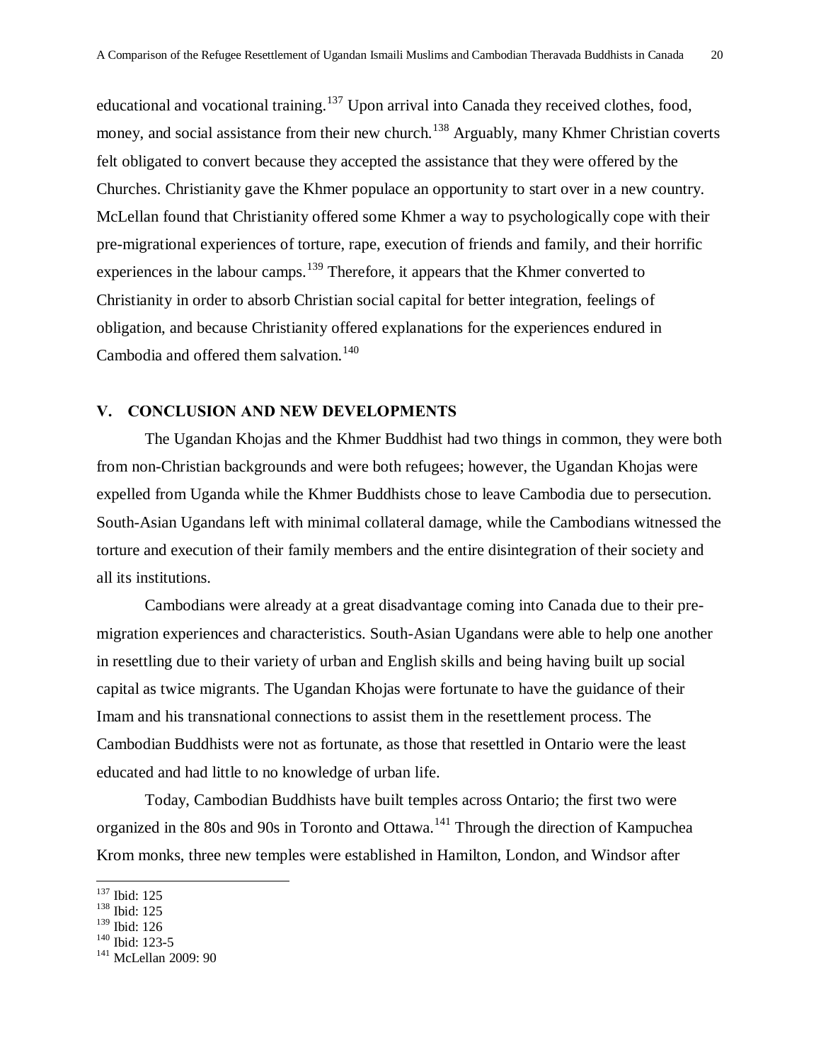educational and vocational training.[137] Upon arrival into Canada they received clothes, food, money, and social assistance from their new church.[138] Arguably, many Khmer Christian coverts felt obligated to convert because they accepted the assistance that they were offered by the Churches. Christianity gave the Khmer populace an opportunity to start over in a new country. McLellan found that Christianity offered some Khmer a way to psychologically cope with their pre-migrational experiences of torture, rape, execution of friends and family, and their horrific experiences in the labour camps.[139] Therefore, it appears that the Khmer converted to Christianity in order to absorb Christian social capital for better integration, feelings of obligation, and because Christianity offered explanations for the experiences endured in Cambodia and offered them salvation.[140]

## V. CONCLUSION AND NEW DEVELOPMENTS

The Ugandan Khojas and the Khmer Buddhist had two things in common, they were both from non-Christian backgrounds and were both refugees; however, the Ugandan Khojas were expelled from Uganda while the Khmer Buddhists chose to leave Cambodia due to persecution. South-Asian Ugandans left with minimal collateral damage, while the Cambodians witnessed the torture and execution of their family members and the entire disintegration of their society and all its institutions.

Cambodians were already at a great disadvantage coming into Canada due to their pre-migration experiences and characteristics. South-Asian Ugandans were able to help one another in resettling due to their variety of urban and English skills and being having built up social capital as twice migrants. The Ugandan Khojas were fortunate to have the guidance of their Imam and his transnational connections to assist them in the resettlement process. The Cambodian Buddhists were not as fortunate, as those that resettled in Ontario were the least educated and had little to no knowledge of urban life.

Today, Cambodian Buddhists have built temples across Ontario; the first two were organized in the 80s and 90s in Toronto and Ottawa.[141] Through the direction of Kampuchea Krom monks, three new temples were established in Hamilton, London, and Windsor after

---

[137] Ibid: 125
[138] Ibid: 125
[139] Ibid: 126
[140] Ibid: 123-5
[141] McLellan 2009: 90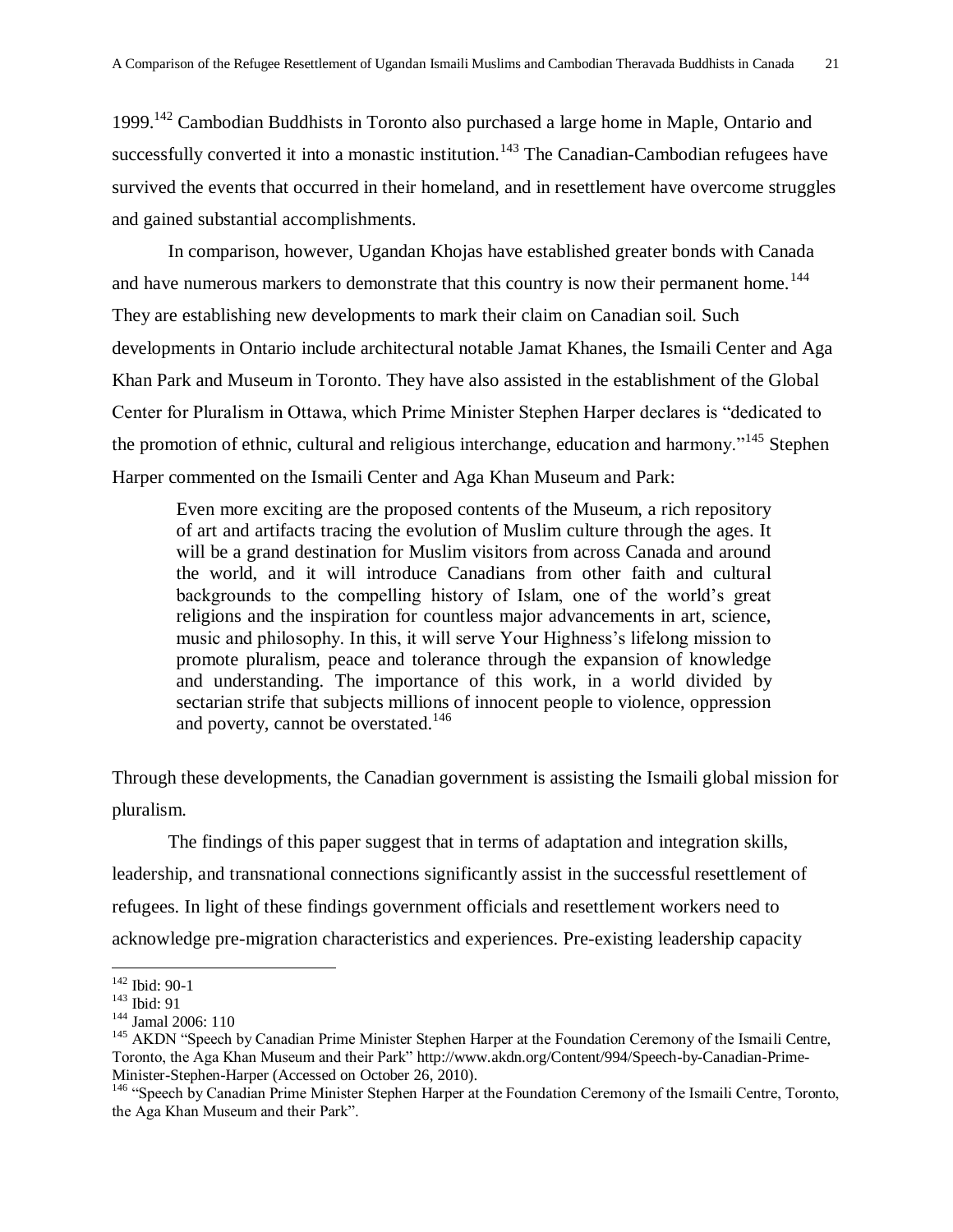1999.[142] Cambodian Buddhists in Toronto also purchased a large home in Maple, Ontario and successfully converted it into a monastic institution.[143] The Canadian-Cambodian refugees have survived the events that occurred in their homeland, and in resettlement have overcome struggles and gained substantial accomplishments.

In comparison, however, Ugandan Khojas have established greater bonds with Canada and have numerous markers to demonstrate that this country is now their permanent home.[144] They are establishing new developments to mark their claim on Canadian soil. Such developments in Ontario include architectural notable Jamat Khanes, the Ismaili Center and Aga Khan Park and Museum in Toronto. They have also assisted in the establishment of the Global Center for Pluralism in Ottawa, which Prime Minister Stephen Harper declares is "dedicated to the promotion of ethnic, cultural and religious interchange, education and harmony."[145] Stephen Harper commented on the Ismaili Center and Aga Khan Museum and Park:

> Even more exciting are the proposed contents of the Museum, a rich repository of art and artifacts tracing the evolution of Muslim culture through the ages. It will be a grand destination for Muslim visitors from across Canada and around the world, and it will introduce Canadians from other faith and cultural backgrounds to the compelling history of Islam, one of the world's great religions and the inspiration for countless major advancements in art, science, music and philosophy. In this, it will serve Your Highness's lifelong mission to promote pluralism, peace and tolerance through the expansion of knowledge and understanding. The importance of this work, in a world divided by sectarian strife that subjects millions of innocent people to violence, oppression and poverty, cannot be overstated.[146]

Through these developments, the Canadian government is assisting the Ismaili global mission for pluralism.

The findings of this paper suggest that in terms of adaptation and integration skills, leadership, and transnational connections significantly assist in the successful resettlement of refugees. In light of these findings government officials and resettlement workers need to acknowledge pre-migration characteristics and experiences. Pre-existing leadership capacity

---

[142] Ibid: 90-1

[143] Ibid: 91

[144] Jamal 2006: 110

[145] AKDN "Speech by Canadian Prime Minister Stephen Harper at the Foundation Ceremony of the Ismaili Centre, Toronto, the Aga Khan Museum and their Park" http://www.akdn.org/Content/994/Speech-by-Canadian-Prime-Minister-Stephen-Harper (Accessed on October 26, 2010).

[146] "Speech by Canadian Prime Minister Stephen Harper at the Foundation Ceremony of the Ismaili Centre, Toronto, the Aga Khan Museum and their Park".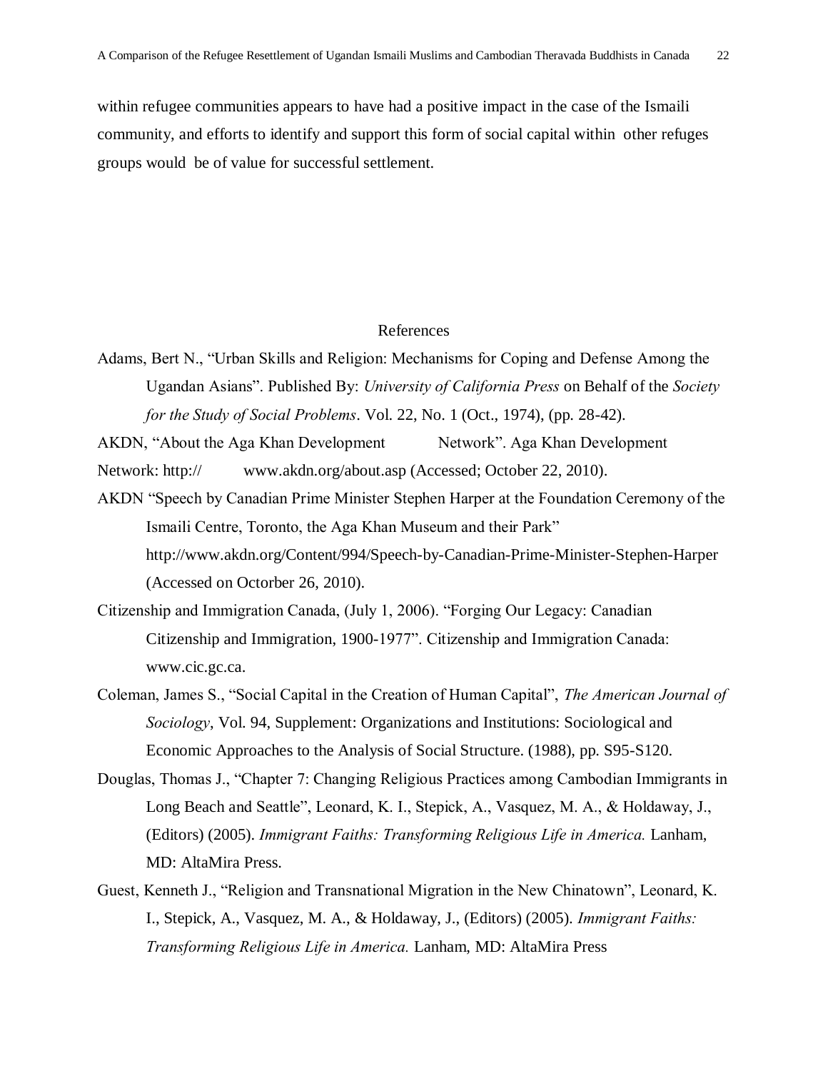within refugee communities appears to have had a positive impact in the case of the Ismaili community, and efforts to identify and support this form of social capital within other refuges groups would be of value for successful settlement.

## References

Adams, Bert N., “Urban Skills and Religion: Mechanisms for Coping and Defense Among the Ugandan Asians”. Published By: *University of California Press* on Behalf of the *Society for the Study of Social Problems*. Vol. 22, No. 1 (Oct., 1974), (pp. 28-42).

AKDN, “About the Aga Khan Development Network”. Aga Khan Development Network: http:// www.akdn.org/about.asp (Accessed; October 22, 2010).

AKDN “Speech by Canadian Prime Minister Stephen Harper at the Foundation Ceremony of the Ismaili Centre, Toronto, the Aga Khan Museum and their Park” http://www.akdn.org/Content/994/Speech-by-Canadian-Prime-Minister-Stephen-Harper (Accessed on Octorber 26, 2010).

Citizenship and Immigration Canada, (July 1, 2006). “Forging Our Legacy: Canadian Citizenship and Immigration, 1900-1977”. Citizenship and Immigration Canada: www.cic.gc.ca.

Coleman, James S., “Social Capital in the Creation of Human Capital”, *The American Journal of Sociology*, Vol. 94, Supplement: Organizations and Institutions: Sociological and Economic Approaches to the Analysis of Social Structure. (1988), pp. S95-S120.

Douglas, Thomas J., “Chapter 7: Changing Religious Practices among Cambodian Immigrants in Long Beach and Seattle”, Leonard, K. I., Stepick, A., Vasquez, M. A., & Holdaway, J., (Editors) (2005). *Immigrant Faiths: Transforming Religious Life in America.* Lanham, MD: AltaMira Press.

Guest, Kenneth J., “Religion and Transnational Migration in the New Chinatown”, Leonard, K. I., Stepick, A., Vasquez, M. A., & Holdaway, J., (Editors) (2005). *Immigrant Faiths: Transforming Religious Life in America.* Lanham, MD: AltaMira Press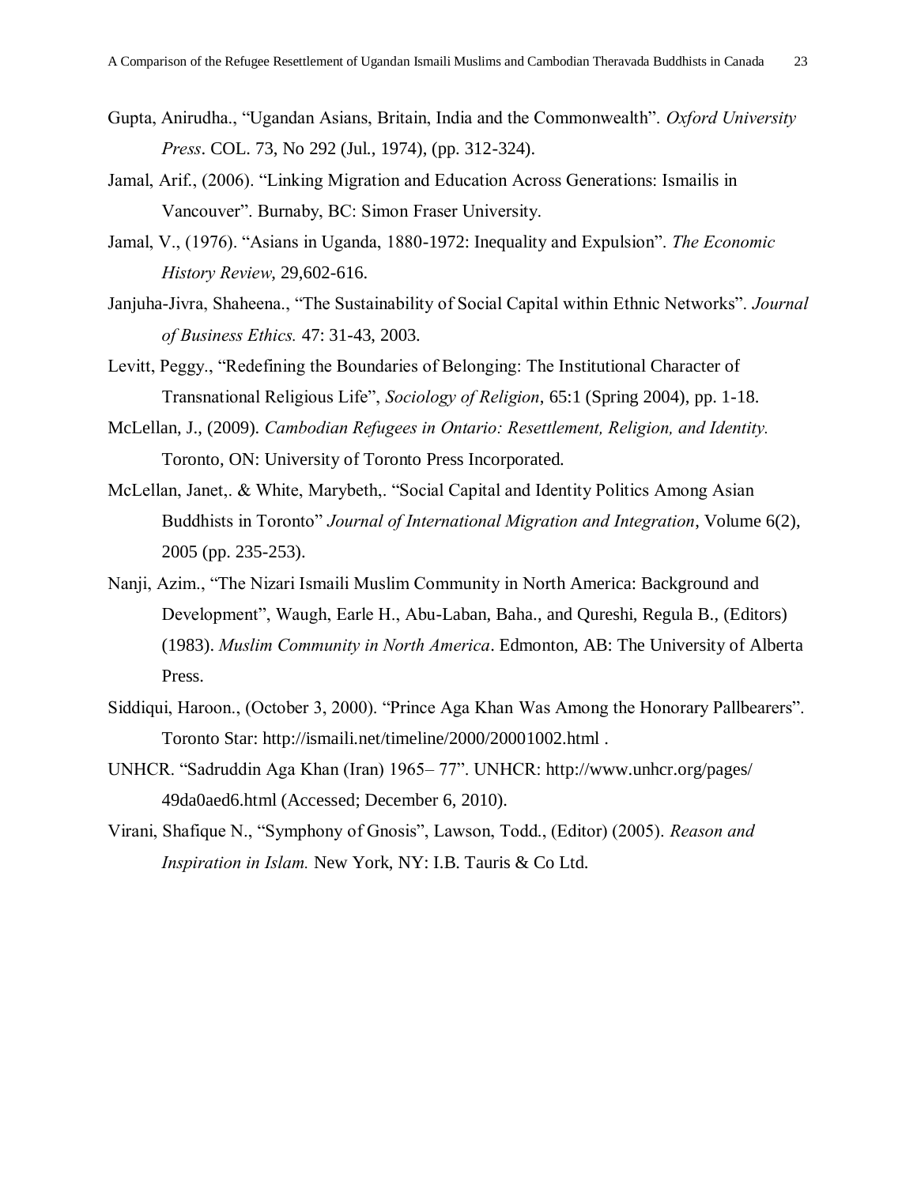Gupta, Anirudha., "Ugandan Asians, Britain, India and the Commonwealth". *Oxford University Press*. COL. 73, No 292 (Jul., 1974), (pp. 312-324).

Jamal, Arif., (2006). "Linking Migration and Education Across Generations: Ismailis in Vancouver". Burnaby, BC: Simon Fraser University.

Jamal, V., (1976). "Asians in Uganda, 1880-1972: Inequality and Expulsion". *The Economic History Review*, 29,602-616.

Janjuha-Jivra, Shaheena., "The Sustainability of Social Capital within Ethnic Networks". *Journal of Business Ethics.* 47: 31-43, 2003.

Levitt, Peggy., "Redefining the Boundaries of Belonging: The Institutional Character of Transnational Religious Life", *Sociology of Religion*, 65:1 (Spring 2004), pp. 1-18.

McLellan, J., (2009). *Cambodian Refugees in Ontario: Resettlement, Religion, and Identity.* Toronto, ON: University of Toronto Press Incorporated.

McLellan, Janet,. & White, Marybeth,. "Social Capital and Identity Politics Among Asian Buddhists in Toronto" *Journal of International Migration and Integration*, Volume 6(2), 2005 (pp. 235-253).

Nanji, Azim., "The Nizari Ismaili Muslim Community in North America: Background and Development", Waugh, Earle H., Abu-Laban, Baha., and Qureshi, Regula B., (Editors) (1983). *Muslim Community in North America*. Edmonton, AB: The University of Alberta Press.

Siddiqui, Haroon., (October 3, 2000). "Prince Aga Khan Was Among the Honorary Pallbearers". Toronto Star: http://ismaili.net/timeline/2000/20001002.html .

UNHCR. "Sadruddin Aga Khan (Iran) 1965– 77". UNHCR: http://www.unhcr.org/pages/ 49da0aed6.html (Accessed; December 6, 2010).

Virani, Shafique N., "Symphony of Gnosis", Lawson, Todd., (Editor) (2005). *Reason and Inspiration in Islam.* New York, NY: I.B. Tauris & Co Ltd.